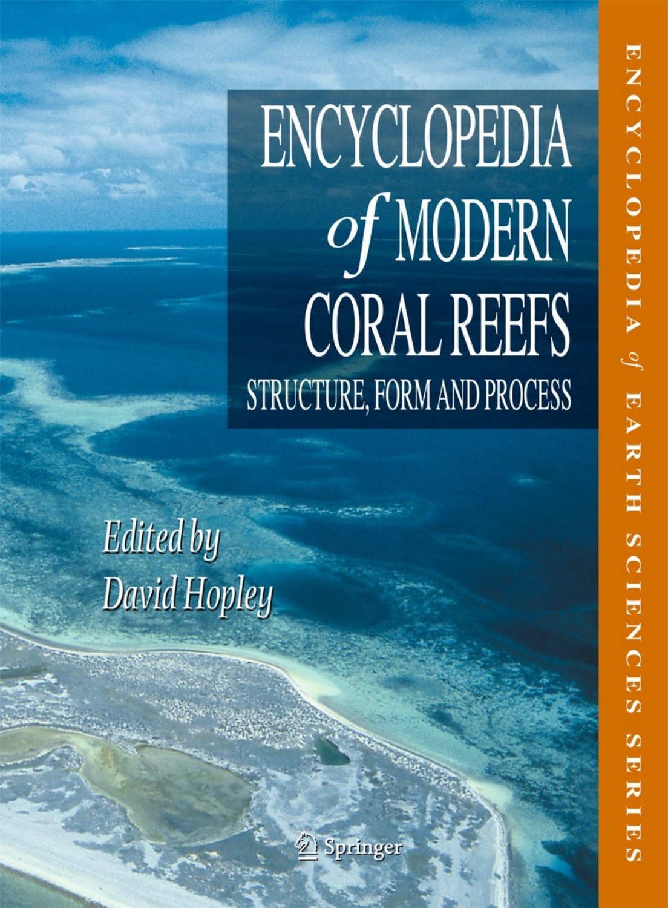# ENCYCLOPEDIA *of* MODERN CORAL REEFS

## STRUCTURE, FORM AND PROCESS

*Edited by*
*David Hopley*

Springer

ENCYCLOPEDIA *of* EARTH SCIENCES SERIES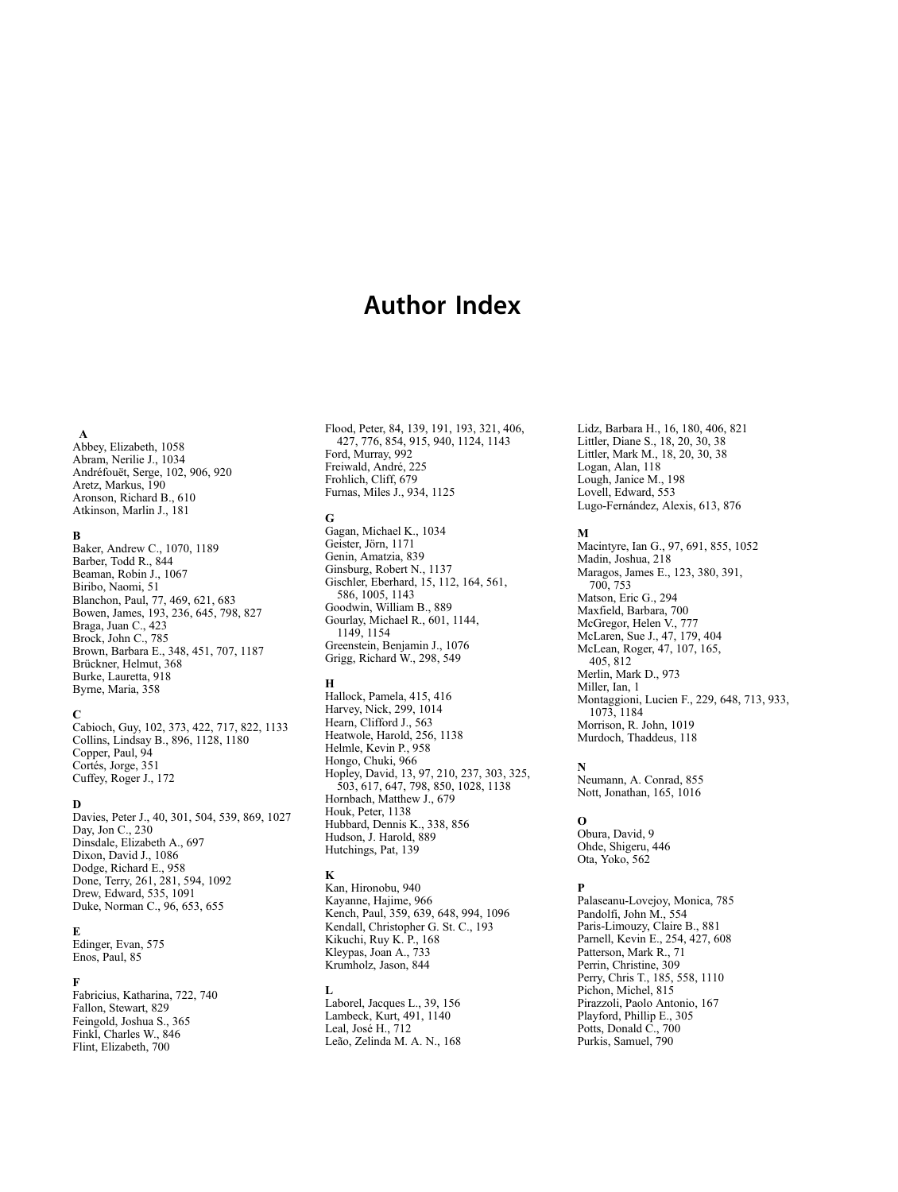# Author Index

**A**

Abbey, Elizabeth, 1058
Abram, Nerilie J., 1034
Andréfouët, Serge, 102, 906, 920
Aretz, Markus, 190
Aronson, Richard B., 610
Atkinson, Marlin J., 181

**B**

Baker, Andrew C., 1070, 1189
Barber, Todd R., 844
Beaman, Robin J., 1067
Biribo, Naomi, 51
Blanchon, Paul, 77, 469, 621, 683
Bowen, James, 193, 236, 645, 798, 827
Braga, Juan C., 423
Brock, John C., 785
Brown, Barbara E., 348, 451, 707, 1187
Brückner, Helmut, 368
Burke, Lauretta, 918
Byrne, Maria, 358

**C**

Cabioch, Guy, 102, 373, 422, 717, 822, 1133
Collins, Lindsay B., 896, 1128, 1180
Copper, Paul, 94
Cortés, Jorge, 351
Cuffey, Roger J., 172

**D**

Davies, Peter J., 40, 301, 504, 539, 869, 1027
Day, Jon C., 230
Dinsdale, Elizabeth A., 697
Dixon, David J., 1086
Dodge, Richard E., 958
Done, Terry, 261, 281, 594, 1092
Drew, Edward, 535, 1091
Duke, Norman C., 96, 653, 655

**E**

Edinger, Evan, 575
Enos, Paul, 85

**F**

Fabricius, Katharina, 722, 740
Fallon, Stewart, 829
Feingold, Joshua S., 365
Finkl, Charles W., 846
Flint, Elizabeth, 700
Flood, Peter, 84, 139, 191, 193, 321, 406, 427, 776, 854, 915, 940, 1124, 1143
Ford, Murray, 992
Freiwald, André, 225
Frohlich, Cliff, 679
Furnas, Miles J., 934, 1125

**G**

Gagan, Michael K., 1034
Geister, Jörn, 1171
Genin, Amatzia, 839
Ginsburg, Robert N., 1137
Gischler, Eberhard, 15, 112, 164, 561, 586, 1005, 1143
Goodwin, William B., 889
Gourlay, Michael R., 601, 1144, 1149, 1154
Greenstein, Benjamin J., 1076
Grigg, Richard W., 298, 549

**H**

Hallock, Pamela, 415, 416
Harvey, Nick, 299, 1014
Hearn, Clifford J., 563
Heatwole, Harold, 256, 1138
Helmle, Kevin P., 958
Hongo, Chuki, 966
Hopley, David, 13, 97, 210, 237, 303, 325, 503, 617, 647, 798, 850, 1028, 1138
Hornbach, Matthew J., 679
Houk, Peter, 1138
Hubbard, Dennis K., 338, 856
Hudson, J. Harold, 889
Hutchings, Pat, 139

**K**

Kan, Hironobu, 940
Kayanne, Hajime, 966
Kench, Paul, 359, 639, 648, 994, 1096
Kendall, Christopher G. St. C., 193
Kikuchi, Ruy K. P., 168
Kleypas, Joan A., 733
Krumholz, Jason, 844

**L**

Laborel, Jacques L., 39, 156
Lambeck, Kurt, 491, 1140
Leal, José H., 712
Leão, Zelinda M. A. N., 168
Lidz, Barbara H., 16, 180, 406, 821
Littler, Diane S., 18, 20, 30, 38
Littler, Mark M., 18, 20, 30, 38
Logan, Alan, 118
Lough, Janice M., 198
Lovell, Edward, 553
Lugo-Fernández, Alexis, 613, 876

**M**

Macintyre, Ian G., 97, 691, 855, 1052
Madin, Joshua, 218
Maragos, James E., 123, 380, 391, 700, 753
Matson, Eric G., 294
Maxfield, Barbara, 700
McGregor, Helen V., 777
McLaren, Sue J., 47, 179, 404
McLean, Roger, 47, 107, 165, 405, 812
Merlin, Mark D., 973
Miller, Ian, 1
Montaggioni, Lucien F., 229, 648, 713, 933, 1073, 1184
Morrison, R. John, 1019
Murdoch, Thaddeus, 118

**N**

Neumann, A. Conrad, 855
Nott, Jonathan, 165, 1016

**O**

Obura, David, 9
Ohde, Shigeru, 446
Ota, Yoko, 562

**P**

Palaseanu-Lovejoy, Monica, 785
Pandolfi, John M., 554
Paris-Limouzy, Claire B., 881
Parnell, Kevin E., 254, 427, 608
Patterson, Mark R., 71
Perrin, Christine, 309
Perry, Chris T., 185, 558, 1110
Pichon, Michel, 815
Pirazzoli, Paolo Antonio, 167
Playford, Phillip E., 305
Potts, Donald C., 700
Purkis, Samuel, 790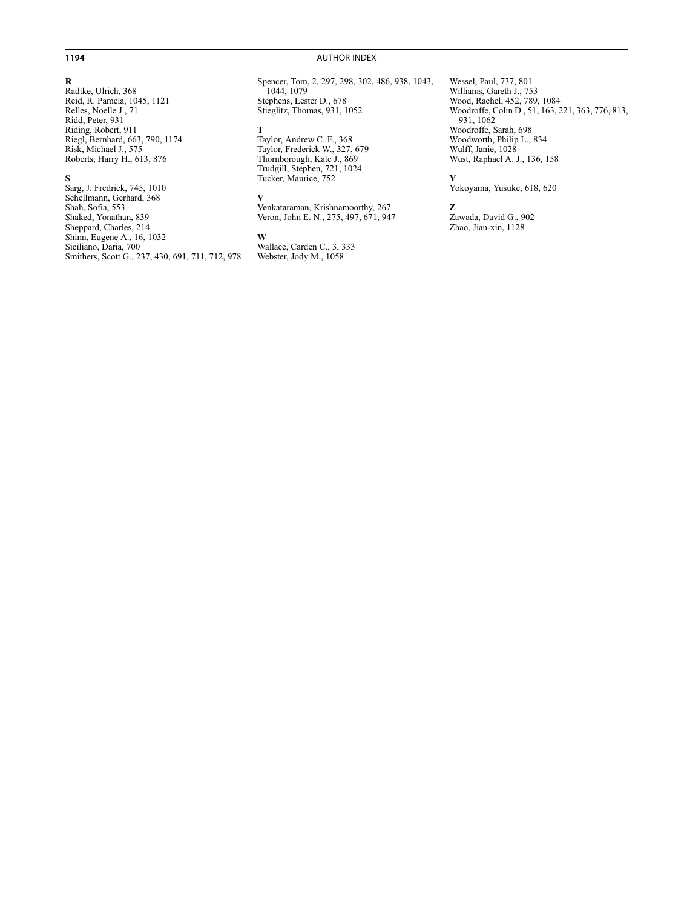**R**

Radtke, Ulrich, 368
Reid, R. Pamela, 1045, 1121
Relles, Noelle J., 71
Ridd, Peter, 931
Riding, Robert, 911
Riegl, Bernhard, 663, 790, 1174
Risk, Michael J., 575
Roberts, Harry H., 613, 876

**S**

Sarg, J. Fredrick, 745, 1010
Schellmann, Gerhard, 368
Shah, Sofia, 553
Shaked, Yonathan, 839
Sheppard, Charles, 214
Shinn, Eugene A., 16, 1032
Siciliano, Daria, 700
Smithers, Scott G., 237, 430, 691, 711, 712, 978
Spencer, Tom, 2, 297, 298, 302, 486, 938, 1043, 1044, 1079
Stephens, Lester D., 678
Stieglitz, Thomas, 931, 1052

**T**

Taylor, Andrew C. F., 368
Taylor, Frederick W., 327, 679
Thornborough, Kate J., 869
Trudgill, Stephen, 721, 1024
Tucker, Maurice, 752

**V**

Venkataraman, Krishnamoorthy, 267
Veron, John E. N., 275, 497, 671, 947

**W**

Wallace, Carden C., 3, 333
Webster, Jody M., 1058
Wessel, Paul, 737, 801
Williams, Gareth J., 753
Wood, Rachel, 452, 789, 1084
Woodroffe, Colin D., 51, 163, 221, 363, 776, 813, 931, 1062
Woodroffe, Sarah, 698
Woodworth, Philip L., 834
Wulff, Janie, 1028
Wust, Raphael A. J., 136, 158

**Y**

Yokoyama, Yusuke, 618, 620

**Z**

Zawada, David G., 902
Zhao, Jian-xin, 1128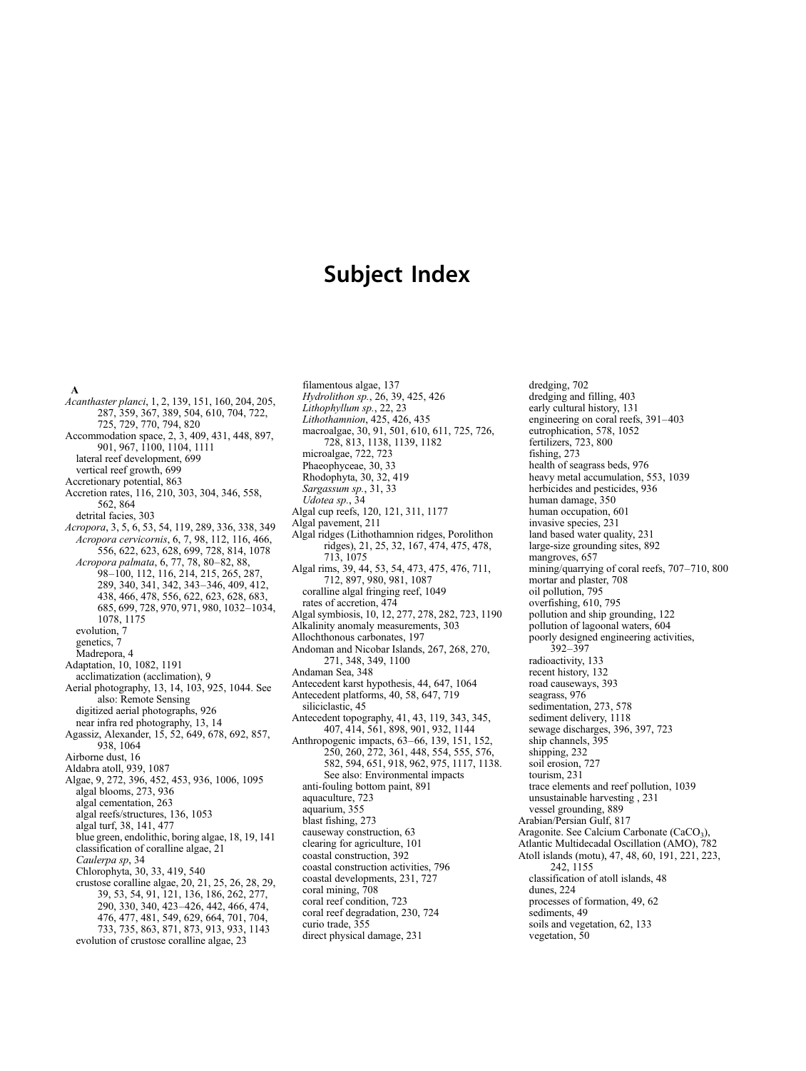# Subject Index

**A**

*Acanthaster planci*, 1, 2, 139, 151, 160, 204, 205, 287, 359, 367, 389, 504, 610, 704, 722, 725, 729, 770, 794, 820

Accommodation space, 2, 3, 409, 431, 448, 897, 901, 967, 1100, 1104, 1111
- lateral reef development, 699
- vertical reef growth, 699

Accretionary potential, 863

Accretion rates, 116, 210, 303, 304, 346, 558, 562, 864
- detrital facies, 303

*Acropora*, 3, 5, 6, 53, 54, 119, 289, 336, 338, 349
- *Acropora cervicornis*, 6, 7, 98, 112, 116, 466, 556, 622, 623, 628, 699, 728, 814, 1078
- *Acropora palmata*, 6, 77, 78, 80–82, 88, 98–100, 112, 116, 214, 215, 265, 287, 289, 340, 341, 342, 343–346, 409, 412, 438, 466, 478, 556, 622, 623, 628, 683, 685, 699, 728, 970, 971, 980, 1032–1034, 1078, 1175
- evolution, 7
- genetics, 7
- Madrepora, 4

Adaptation, 10, 1082, 1191
- acclimatization (acclimation), 9

Aerial photography, 13, 14, 103, 925, 1044. See also: Remote Sensing
- digitized aerial photographs, 926
- near infra red photography, 13, 14

Agassiz, Alexander, 15, 52, 649, 678, 692, 857, 938, 1064

Airborne dust, 16

Aldabra atoll, 939, 1087

Algae, 9, 272, 396, 452, 453, 936, 1006, 1095
- algal blooms, 273, 936
- algal cementation, 263
- algal reefs/structures, 136, 1053
- algal turf, 38, 141, 477
- blue green, endolithic, boring algae, 18, 19, 141
- classification of coralline algae, 21
- *Caulerpa sp*, 34
- Chlorophyta, 30, 33, 419, 540
- crustose coralline algae, 20, 21, 25, 26, 28, 29, 39, 53, 54, 91, 121, 136, 186, 262, 277, 290, 330, 340, 423–426, 442, 466, 474, 476, 477, 481, 549, 629, 664, 701, 704, 733, 735, 863, 871, 873, 913, 933, 1143
- evolution of crustose coralline algae, 23
- filamentous algae, 137
- *Hydrolithon sp.*, 26, 39, 425, 426
- *Lithophyllum sp.*, 22, 23
- *Lithothamnion*, 425, 426, 435
- macroalgae, 30, 91, 501, 610, 611, 725, 726, 728, 813, 1138, 1139, 1182
- microalgae, 722, 723
- Phaeophyceae, 30, 33
- Rhodophyta, 30, 32, 419
- *Sargassum sp.*, 31, 33
- *Udotea sp.*, 34

Algal cup reefs, 120, 121, 311, 1177

Algal pavement, 211

Algal ridges (Lithothamnion ridges, Porolithon ridges), 21, 25, 32, 167, 474, 475, 478, 713, 1075

Algal rims, 39, 44, 53, 54, 473, 475, 476, 711, 712, 897, 980, 981, 1087
- coralline algal fringing reef, 1049
- rates of accretion, 474

Algal symbiosis, 10, 12, 277, 278, 282, 723, 1190

Alkalinity anomaly measurements, 303

Allochthonous carbonates, 197

Andoman and Nicobar Islands, 267, 268, 270, 271, 348, 349, 1100

Andaman Sea, 348

Antecedent karst hypothesis, 44, 647, 1064

Antecedent platforms, 40, 58, 647, 719
- siliciclastic, 45

Antecedent topography, 41, 43, 119, 343, 345, 407, 414, 561, 898, 901, 932, 1144

Anthropogenic impacts, 63–66, 139, 151, 152, 250, 260, 272, 361, 448, 554, 555, 576, 582, 594, 651, 918, 962, 975, 1117, 1138. See also: Environmental impacts
- anti-fouling bottom paint, 891
- aquaculture, 723
- aquarium, 355
- blast fishing, 273
- causeway construction, 63
- clearing for agriculture, 101
- coastal construction, 392
- coastal construction activities, 796
- coastal developments, 231, 727
- coral mining, 708
- coral reef condition, 723
- coral reef degradation, 230, 724
- curio trade, 355
- direct physical damage, 231
- dredging, 702
- dredging and filling, 403
- early cultural history, 131
- engineering on coral reefs, 391–403
- eutrophication, 578, 1052
- fertilizers, 723, 800
- fishing, 273
- health of seagrass beds, 976
- heavy metal accumulation, 553, 1039
- herbicides and pesticides, 936
- human damage, 350
- human occupation, 601
- invasive species, 231
- land based water quality, 231
- large-size grounding sites, 892
- mangroves, 657
- mining/quarrying of coral reefs, 707–710, 800
- mortar and plaster, 708
- oil pollution, 795
- overfishing, 610, 795
- pollution and ship grounding, 122
- pollution of lagoonal waters, 604
- poorly designed engineering activities, 392–397
- radioactivity, 133
- recent history, 132
- road causeways, 393
- seagrass, 976
- sedimentation, 273, 578
- sediment delivery, 1118
- sewage discharges, 396, 397, 723
- ship channels, 395
- shipping, 232
- soil erosion, 727
- tourism, 231
- trace elements and reef pollution, 1039
- unsustainable harvesting , 231
- vessel grounding, 889

Arabian/Persian Gulf, 817

Aragonite. See Calcium Carbonate ($CaCO_3$),

Atlantic Multidecadal Oscillation (AMO), 782

Atoll islands (motu), 47, 48, 60, 191, 221, 223, 242, 1155
- classification of atoll islands, 48
- dunes, 224
- processes of formation, 49, 62
- sediments, 49
- soils and vegetation, 62, 133
- vegetation, 50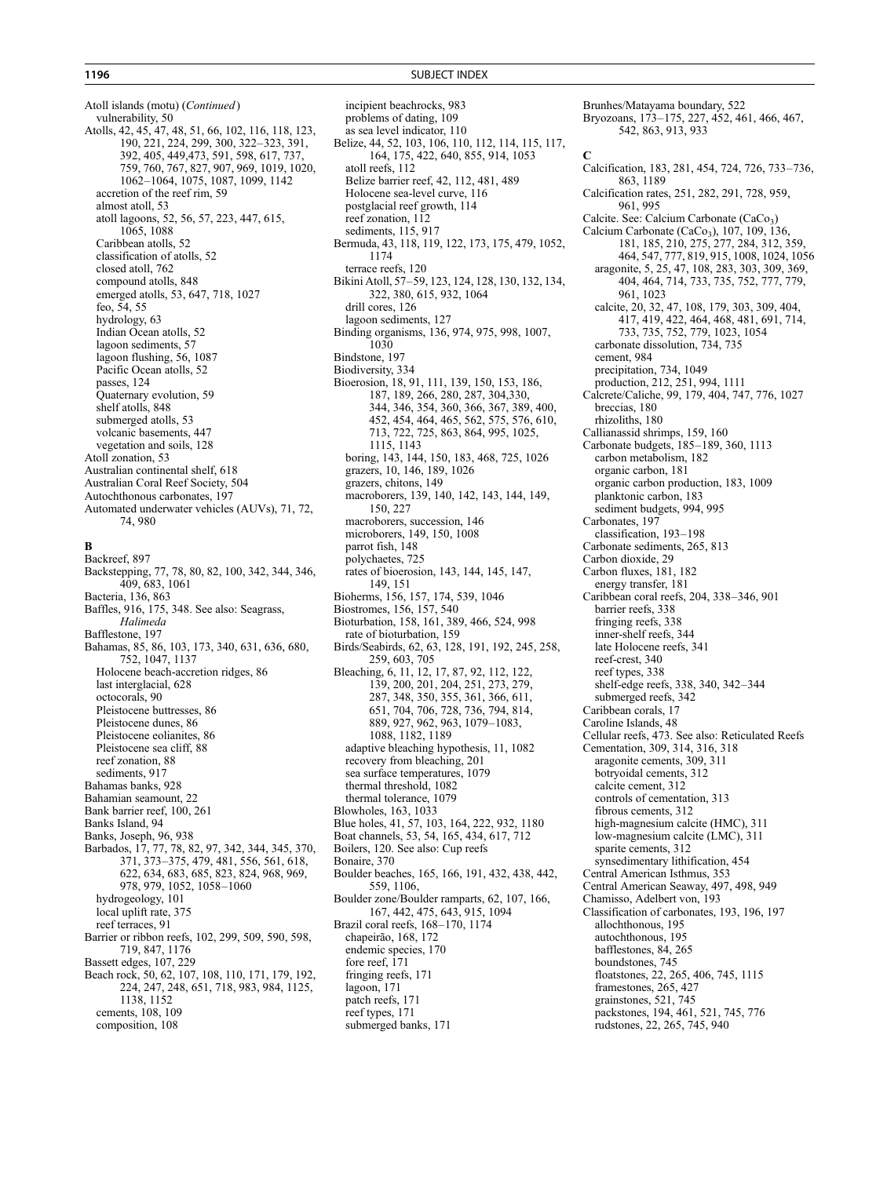Atoll islands (motu) (*Continued*)
vulnerability, 50
Atolls, 42, 45, 47, 48, 51, 66, 102, 116, 118, 123, 190, 221, 224, 299, 300, 322–323, 391, 392, 405, 449,473, 591, 598, 617, 737, 759, 760, 767, 827, 907, 969, 1019, 1020, 1062–1064, 1075, 1087, 1099, 1142
accretion of the reef rim, 59
almost atoll, 53
atoll lagoons, 52, 56, 57, 223, 447, 615, 1065, 1088
Caribbean atolls, 52
classification of atolls, 52
closed atoll, 762
compound atolls, 848
emerged atolls, 53, 647, 718, 1027
feo, 54, 55
hydrology, 63
Indian Ocean atolls, 52
lagoon sediments, 57
lagoon flushing, 56, 1087
Pacific Ocean atolls, 52
passes, 124
Quaternary evolution, 59
shelf atolls, 848
submerged atolls, 53
volcanic basements, 447
vegetation and soils, 128
Atoll zonation, 53
Australian continental shelf, 618
Australian Coral Reef Society, 504
Autochthonous carbonates, 197
Automated underwater vehicles (AUVs), 71, 72, 74, 980

**B**

Backreef, 897
Backstepping, 77, 78, 80, 82, 100, 342, 344, 346, 409, 683, 1061
Bacteria, 136, 863
Baffles, 916, 175, 348. See also: Seagrass, *Halimeda*
Bafflestone, 197
Bahamas, 85, 86, 103, 173, 340, 631, 636, 680, 752, 1047, 1137
Holocene beach-accretion ridges, 86
last interglacial, 628
octocorals, 90
Pleistocene buttresses, 86
Pleistocene dunes, 86
Pleistocene eolianites, 86
Pleistocene sea cliff, 88
reef zonation, 88
sediments, 917
Bahamas banks, 928
Bahamian seamount, 22
Bank barrier reef, 100, 261
Banks Island, 94
Banks, Joseph, 96, 938
Barbados, 17, 77, 78, 82, 97, 342, 344, 345, 370, 371, 373–375, 479, 481, 556, 561, 618, 622, 634, 683, 685, 823, 824, 968, 969, 978, 979, 1052, 1058–1060
hydrogeology, 101
local uplift rate, 375
reef terraces, 91
Barrier or ribbon reefs, 102, 299, 509, 590, 598, 719, 847, 1176
Bassett edges, 107, 229
Beach rock, 50, 62, 107, 108, 110, 171, 179, 192, 224, 247, 248, 651, 718, 983, 984, 1125, 1138, 1152
cements, 108, 109
composition, 108
incipient beachrocks, 983
problems of dating, 109
as sea level indicator, 110
Belize, 44, 52, 103, 106, 110, 112, 114, 115, 117, 164, 175, 422, 640, 855, 914, 1053
atoll reefs, 112
Belize barrier reef, 42, 112, 481, 489
Holocene sea-level curve, 116
postglacial reef growth, 114
reef zonation, 112
sediments, 115, 917
Bermuda, 43, 118, 119, 122, 173, 175, 479, 1052, 1174
terrace reefs, 120
Bikini Atoll, 57–59, 123, 124, 128, 130, 132, 134, 322, 380, 615, 932, 1064
drill cores, 126
lagoon sediments, 127
Binding organisms, 136, 974, 975, 998, 1007, 1030
Bindstone, 197
Biodiversity, 334
Bioerosion, 18, 91, 111, 139, 150, 153, 186, 187, 189, 266, 280, 287, 304,330, 344, 346, 354, 360, 366, 367, 389, 400, 452, 454, 464, 465, 562, 575, 576, 610, 713, 722, 725, 863, 864, 995, 1025, 1115, 1143
boring, 143, 144, 150, 183, 468, 725, 1026
grazers, 10, 146, 189, 1026
grazers, chitons, 149
macroborers, 139, 140, 142, 143, 144, 149, 150, 227
macroborers, succession, 146
microborers, 149, 150, 1008
parrot fish, 148
polychaetes, 725
rates of bioerosion, 143, 144, 145, 147, 149, 151
Bioherms, 156, 157, 174, 539, 1046
Biostromes, 156, 157, 540
Bioturbation, 158, 161, 389, 466, 524, 998
rate of bioturbation, 159
Birds/Seabirds, 62, 63, 128, 191, 192, 245, 258, 259, 603, 705
Bleaching, 6, 11, 12, 17, 87, 92, 112, 122, 139, 200, 201, 204, 251, 273, 279, 287, 348, 350, 355, 361, 366, 611, 651, 704, 706, 728, 736, 794, 814, 889, 927, 962, 963, 1079–1083, 1088, 1182, 1189
adaptive bleaching hypothesis, 11, 1082
recovery from bleaching, 201
sea surface temperatures, 1079
thermal threshold, 1082
thermal tolerance, 1079
Blowholes, 163, 1033
Blue holes, 41, 57, 103, 164, 222, 932, 1180
Boat channels, 53, 54, 165, 434, 617, 712
Boilers, 120. See also: Cup reefs
Bonaire, 370
Boulder beaches, 165, 166, 191, 432, 438, 442, 559, 1106,
Boulder zone/Boulder ramparts, 62, 107, 166, 167, 442, 475, 643, 915, 1094
Brazil coral reefs, 168–170, 1174
chapeirão, 168, 172
endemic species, 170
fore reef, 171
fringing reefs, 171
lagoon, 171
patch reefs, 171
reef types, 171
submerged banks, 171
Brunhes/Matayama boundary, 522
Bryozoans, 173–175, 227, 452, 461, 466, 467, 542, 863, 913, 933

**C**

Calcification, 183, 281, 454, 724, 726, 733–736, 863, 1189
Calcification rates, 251, 282, 291, 728, 959, 961, 995
Calcite. See: Calcium Carbonate ($CaCo_3$)
Calcium Carbonate ($CaCo_3$), 107, 109, 136, 181, 185, 210, 275, 277, 284, 312, 359, 464, 547, 777, 819, 915, 1008, 1024, 1056
aragonite, 5, 25, 47, 108, 283, 303, 309, 369, 404, 464, 714, 733, 735, 752, 777, 779, 961, 1023
calcite, 20, 32, 47, 108, 179, 303, 309, 404, 417, 419, 422, 464, 468, 481, 691, 714, 733, 735, 752, 779, 1023, 1054
carbonate dissolution, 734, 735
cement, 984
precipitation, 734, 1049
production, 212, 251, 994, 1111
Calcrete/Caliche, 99, 179, 404, 747, 776, 1027
breccias, 180
rhizoliths, 180
Callianassid shrimps, 159, 160
Carbonate budgets, 185–189, 360, 1113
carbon metabolism, 182
organic carbon, 181
organic carbon production, 183, 1009
planktonic carbon, 183
sediment budgets, 994, 995
Carbonates, 197
classification, 193–198
Carbonate sediments, 265, 813
Carbon dioxide, 29
Carbon fluxes, 181, 182
energy transfer, 181
Caribbean coral reefs, 204, 338–346, 901
barrier reefs, 338
fringing reefs, 338
inner-shelf reefs, 344
late Holocene reefs, 341
reef-crest, 340
reef types, 338
shelf-edge reefs, 338, 340, 342–344
submerged reefs, 342
Caribbean corals, 17
Caroline Islands, 48
Cellular reefs, 473. See also: Reticulated Reefs
Cementation, 309, 314, 316, 318
aragonite cements, 309, 311
botryoidal cements, 312
calcite cement, 312
controls of cementation, 313
fibrous cements, 312
high-magnesium calcite (HMC), 311
low-magnesium calcite (LMC), 311
sparite cements, 312
synsedimentary lithification, 454
Central American Isthmus, 353
Central American Seaway, 497, 498, 949
Chamisso, Adelbert von, 193
Classification of carbonates, 193, 196, 197
allochthonous, 195
autochthonous, 195
bafflestones, 84, 265
boundstones, 745
floatstones, 22, 265, 406, 745, 1115
framestones, 265, 427
grainstones, 521, 745
packstones, 194, 461, 521, 745, 776
rudstones, 22, 265, 745, 940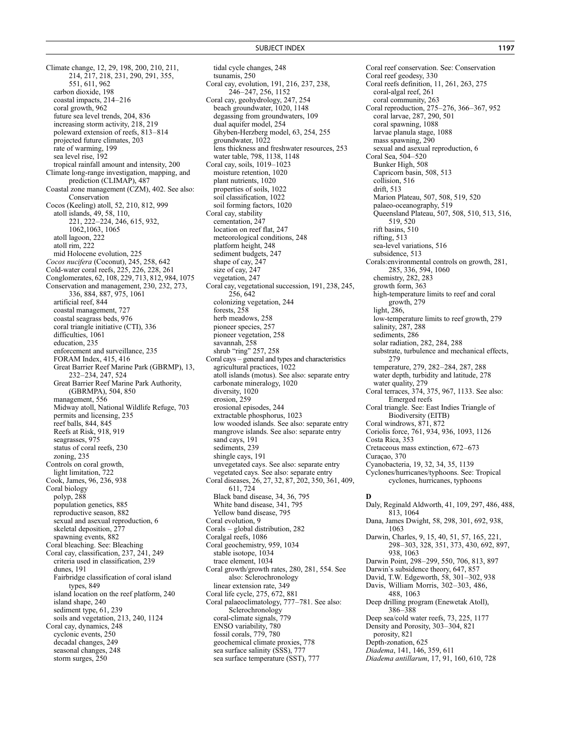Climate change, 12, 29, 198, 200, 210, 211, 214, 217, 218, 231, 290, 291, 355, 551, 611, 962
  carbon dioxide, 198
  coastal impacts, 214–216
  coral growth, 962
  future sea level trends, 204, 836
  increasing storm activity, 218, 219
  poleward extension of reefs, 813–814
  projected future climates, 203
  rate of warming, 199
  sea level rise, 192
  tropical rainfall amount and intensity, 200
Climate long-range investigation, mapping, and prediction (CLIMAP), 487
Coastal zone management (CZM), 402. See also: Conservation
Cocos (Keeling) atoll, 52, 210, 812, 999
  atoll islands, 49, 58, 110, 221, 222–224, 246, 615, 932, 1062,1063, 1065
  atoll lagoon, 222
  atoll rim, 222
  mid Holocene evolution, 225
*Cocos nucifera* (Coconut), 245, 258, 642
Cold-water coral reefs, 225, 226, 228, 261
Conglomerates, 62, 108, 229, 713, 812, 984, 1075
Conservation and management, 230, 232, 273, 336, 884, 887, 975, 1061
  artificial reef, 844
  coastal management, 727
  coastal seagrass beds, 976
  coral triangle initiative (CTI), 336
  difficulties, 1061
  education, 235
  enforcement and surveillance, 235
  FORAM Index, 415, 416
  Great Barrier Reef Marine Park (GBRMP), 13, 232–234, 247, 524
  Great Barrier Reef Marine Park Authority, (GBRMPA), 504, 850
  management, 556
  Midway atoll, National Wildlife Refuge, 703
  permits and licensing, 235
  reef balls, 844, 845
  Reefs at Risk, 918, 919
  seagrasses, 975
  status of coral reefs, 230
  zoning, 235
Controls on coral growth,
  light limitation, 722
Cook, James, 96, 236, 938
Coral biology
  polyp, 288
  population genetics, 885
  reproductive season, 882
  sexual and asexual reproduction, 6
  skeletal deposition, 277
  spawning events, 882
Coral bleaching. See: Bleaching
Coral cay, classification, 237, 241, 249
  criteria used in classification, 239
  dunes, 191
  Fairbridge classification of coral island types, 849
  island location on the reef platform, 240
  island shape, 240
  sediment type, 61, 239
  soils and vegetation, 213, 240, 1124
Coral cay, dynamics, 248
  cyclonic events, 250
  decadal changes, 249
  seasonal changes, 248
  storm surges, 250
  tidal cycle changes, 248
  tsunamis, 250
Coral cay, evolution, 191, 216, 237, 238, 246–247, 256, 1152
Coral cay, geohydrology, 247, 254
  beach groundwater, 1020, 1148
  degassing from groundwaters, 109
  dual aquifer model, 254
  Ghyben-Herzberg model, 63, 254, 255
  groundwater, 1022
  lens thickness and freshwater resources, 253
  water table, 798, 1138, 1148
Coral cay, soils, 1019–1023
  moisture retention, 1020
  plant nutrients, 1020
  properties of soils, 1022
  soil classification, 1022
  soil forming factors, 1020
Coral cay, stability
  cementation, 247
  location on reef flat, 247
  meteorological conditions, 248
  platform height, 248
  sediment budgets, 247
  shape of cay, 247
  size of cay, 247
  vegetation, 247
Coral cay, vegetational succession, 191, 238, 245, 256, 642
  colonizing vegetation, 244
  forests, 258
  herb meadows, 258
  pioneer species, 257
  pioneer vegetation, 258
  savannah, 258
  shrub "ring" 257, 258
Coral cays – general and types and characteristics
  agricultural practices, 1022
  atoll islands (motus). See also: separate entry
  carbonate mineralogy, 1020
  diversity, 1020
  erosion, 259
  erosional episodes, 244
  extractable phosphorus, 1023
  low wooded islands. See also: separate entry
  mangrove islands. See also: separate entry
  sand cays, 191
  sediments, 239
  shingle cays, 191
  unvegetated cays. See also: separate entry
  vegetated cays. See also: separate entry
Coral diseases, 26, 27, 32, 87, 202, 350, 361, 409, 611, 724
  Black band disease, 34, 36, 795
  White band disease, 341, 795
  Yellow band disease, 795
Coral evolution, 9
Corals – global distribution, 282
Coralgal reefs, 1086
Coral geochemistry, 959, 1034
  stable isotope, 1034
  trace element, 1034
Coral growth/growth rates, 280, 281, 554. See also: Sclerochronology
  linear extension rate, 349
Coral life cycle, 275, 672, 881
Coral palaeoclimatology, 777–781. See also: Sclerochronology
  coral-climate signals, 779
  ENSO variability, 780
  fossil corals, 779, 780
  geochemical climate proxies, 778
  sea surface salinity (SSS), 777
  sea surface temperature (SST), 777
Coral reef conservation. See: Conservation
Coral reef geodesy, 330
Coral reefs definition, 11, 261, 263, 275
  coral-algal reef, 261
  coral community, 263
Coral reproduction, 275–276, 366–367, 952
  coral larvae, 287, 290, 501
  coral spawning, 1088
  larvae planula stage, 1088
  mass spawning, 290
  sexual and asexual reproduction, 6
Coral Sea, 504–520
  Bunker High, 508
  Capricorn basin, 508, 513
  collision, 516
  drift, 513
  Marion Plateau, 507, 508, 519, 520
  palaeo-oceanography, 519
  Queensland Plateau, 507, 508, 510, 513, 516, 519, 520
  rift basins, 510
  rifting, 513
  sea-level variations, 516
  subsidence, 513
Corals:environmental controls on growth, 281, 285, 336, 594, 1060
  chemistry, 282, 283
  growth form, 363
  high-temperature limits to reef and coral growth, 279
  light, 286,
  low-temperature limits to reef growth, 279
  salinity, 287, 288
  sediments, 286
  solar radiation, 282, 284, 288
  substrate, turbulence and mechanical effects, 279
  temperature, 279, 282–284, 287, 288
  water depth, turbidity and latitude, 278
  water quality, 279
Coral terraces, 374, 375, 967, 1133. See also: Emerged reefs
Coral triangle. See: East Indies Triangle of Biodiversity (EITB)
Coral windrows, 871, 872
Coriolis force, 761, 934, 936, 1093, 1126
Costa Rica, 353
Cretaceous mass extinction, 672–673
Curaçao, 370
Cyanobacteria, 19, 32, 34, 35, 1139
Cyclones/hurricanes/typhoons. See: Tropical cyclones, hurricanes, typhoons

**D**

Daly, Reginald Aldworth, 41, 109, 297, 486, 488, 813, 1064
Dana, James Dwight, 58, 298, 301, 692, 938, 1063
Darwin, Charles, 9, 15, 40, 51, 57, 165, 221, 298–303, 328, 351, 373, 430, 692, 897, 938, 1063
Darwin Point, 298–299, 550, 706, 813, 897
Darwin's subsidence theory, 647, 857
David, T.W. Edgeworth, 58, 301–302, 938
Davis, William Morris, 302–303, 486, 488, 1063
Deep drilling program (Enewetak Atoll), 386–388
Deep sea/cold water reefs, 73, 225, 1177
Density and Porosity, 303–304, 821
  porosity, 821
Depth-zonation, 625
*Diadema*, 141, 146, 359, 611
*Diadema antillarum*, 17, 91, 160, 610, 728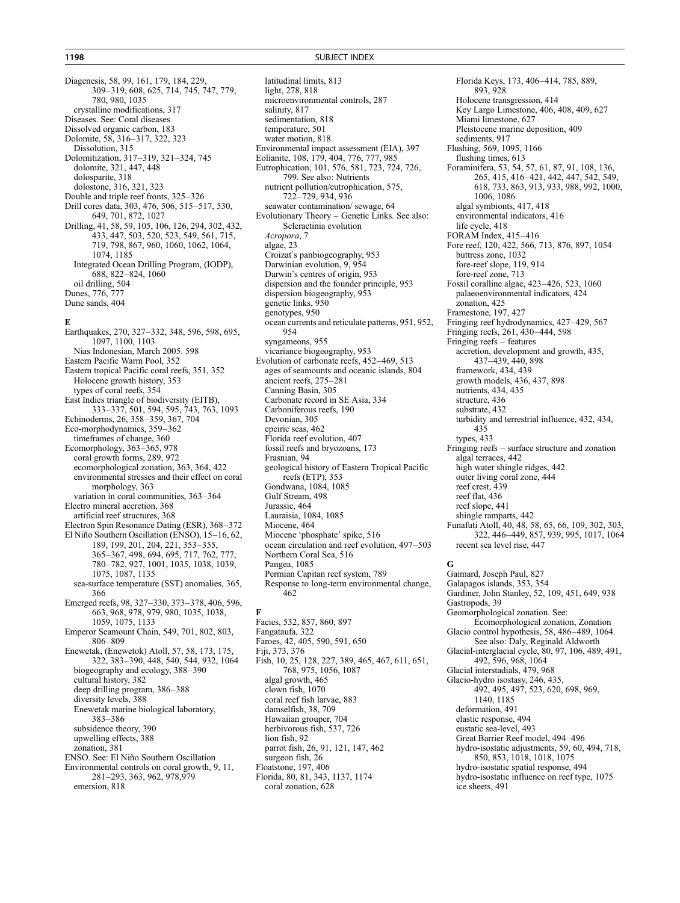Diagenesis, 58, 99, 161, 179, 184, 229, 309–319, 608, 625, 714, 745, 747, 779, 780, 980, 1035
- crystalline modifications, 317

Diseases. See: Coral diseases
Dissolved organic carbon, 183
Dolomite, 58, 316–317, 322, 323
- Dissolution, 315

Dolomitization, 317–319, 321–324, 745
- dolomite, 321, 447, 448
- dolosparite, 318
- dolostone, 316, 321, 323

Double and triple reef fronts, 325–326
Drill cores data, 303, 476, 506, 515–517, 530, 649, 701, 872, 1027
Drilling, 41, 58, 59, 105, 106, 126, 294, 302, 432, 433, 447, 503, 520, 523, 549, 561, 715, 719, 798, 867, 960, 1060, 1062, 1064, 1074, 1185
- Integrated Ocean Drilling Program, (IODP), 688, 822–824, 1060
- oil drilling, 504

Dunes, 776, 777
Dune sands, 404

**E**

Earthquakes, 270, 327–332, 348, 596, 598, 695, 1097, 1100, 1103
- Nias Indonesian, March 2005. 598

Eastern Pacific Warm Pool, 352
Eastern tropical Pacific coral reefs, 351, 352
- Holocene growth history, 353
- types of coral reefs, 354

East Indies triangle of biodiversity (EITB), 333–337, 501, 594, 595, 743, 763, 1093
Echinoderms, 26, 358–359, 367, 704
Eco-morphodynamics, 359–362
- timeframes of change, 360

Ecomorphology, 363–365, 978
- coral growth forms, 289, 972
- ecomorphological zonation, 363, 364, 422
- environmental stresses and their effect on coral morphology, 363
- variation in coral communities, 363–364

Electro mineral accretion, 368
- artificial reef structures, 368

Electron Spin Resonance Dating (ESR), 368–372
El Niño Southern Oscillation (ENSO), 15–16, 62, 189, 199, 201, 204, 221, 353–355, 365–367, 498, 694, 695, 717, 762, 777, 780–782, 927, 1001, 1035, 1038, 1039, 1075, 1087, 1135
- sea-surface temperature (SST) anomalies, 365, 366

Emerged reefs, 98, 327–330, 373–378, 406, 596, 663, 968, 978, 979, 980, 1035, 1038, 1059, 1075, 1133
Emperor Seamount Chain, 549, 701, 802, 803, 806–809
Enewetak, (Enewetok) Atoll, 57, 58, 173, 175, 322, 383–390, 448, 540, 544, 932, 1064
- biogeography and ecology, 388–390
- cultural history, 382
- deep drilling program, 386–388
- diversity levels, 388
- Enewetak marine biological laboratory, 383–386
- subsidence theory, 390
- upwelling effects, 388
- zonation, 381

ENSO. See: El Niño Southern Oscillation
Environmental controls on coral growth, 9, 11, 281–293, 363, 962, 978,979
- emersion, 818
- latitudinal limits, 813
- light, 278, 818
- microenvironmental controls, 287
- salinity, 817
- sedimentation, 818
- temperature, 501
- water motion, 818

Environmental impact assessment (EIA), 397
Eolianite, 108, 179, 404, 776, 777, 985
Eutrophication, 101, 576, 581, 723, 724, 726, 799. See also: Nutrients
- nutrient pollution/eutrophication, 575, 722–729, 934, 936
- seawater contamination/ sewage, 64

Evolutionary Theory – Genetic Links. See also: Scleractinia evolution
- *Acropora*, 7
- algae, 23
- Croizat's panbiogeography, 953
- Darwinian evolution, 9, 954
- Darwin's centres of origin, 953
- dispersion and the founder principle, 953
- dispersion biogeography, 953
- genetic links, 950
- genotypes, 950
- ocean currents and reticulate patterns, 951, 952, 954
- syngameons, 955
- vicariance biogeography, 953

Evolution of carbonate reefs, 452–469, 513
- ages of seamounts and oceanic islands, 804
- ancient reefs, 275–281
- Canning Basin, 305
- Carbonate record in SE Asia, 334
- Carboniferous reefs, 190
- Devonian, 305
- epeiric seas, 462
- Florida reef evolution, 407
- fossil reefs and bryozoans, 173
- Frasnian, 94
- geological history of Eastern Tropical Pacific reefs (ETP), 353
- Gondwana, 1084, 1085
- Gulf Stream, 498
- Jurassic, 464
- Lauraisia, 1084, 1085
- Miocene, 464
- Miocene 'phosphate' spike, 516
- ocean circulation and reef evolution, 497–503
- Northern Coral Sea, 516
- Pangea, 1085
- Permian Capitan reef system, 789
- Response to long-term environmental change, 462

**F**

Facies, 532, 857, 860, 897
Fangataufa, 322
Faroes, 42, 405, 590, 591, 650
Fiji, 373, 376
Fish, 10, 25, 128, 227, 389, 465, 467, 611, 651, 768, 975, 1056, 1087
- algal growth, 465
- clown fish, 1070
- coral reef fish larvae, 883
- damselfish, 38, 709
- Hawaiian grouper, 704
- herbivorous fish, 537, 726
- lion fish, 92
- parrot fish, 26, 91, 121, 147, 462
- surgeon fish, 26

Floatstone, 197, 406
Florida, 80, 81, 343, 1137, 1174
- coral zonation, 628

Florida Keys, 173, 406–414, 785, 889, 893, 928
- Holocene transgression, 414
- Key Largo Limestone, 406, 408, 409, 627
- Miami limestone, 627
- Pleistocene marine deposition, 409
- sediments, 917

Flushing, 569, 1095, 1166
- flushing times, 613

Foraminifera, 53, 54, 57, 61, 87, 91, 108, 136, 265, 415, 416–421, 442, 447, 542, 549, 618, 733, 863, 913, 933, 988, 992, 1000, 1006, 1086
- algal symbionts, 417, 418
- environmental indicators, 416
- life cycle, 418

FORAM Index, 415–416
Fore reef, 120, 422, 566, 713, 876, 897, 1054
- buttress zone, 1032
- fore-reef slope, 119, 914
- fore-reef zone, 713

Fossil coralline algae, 423–426, 523, 1060
- palaeoenvironmental indicators, 424
- zonation, 425

Framestone, 197, 427
Fringing reef hydrodynamics, 427–429, 567
Fringing reefs, 261, 430–444, 598
Fringing reefs – features
- accretion, development and growth, 435, 437–439, 440, 898
- framework, 434, 439
- growth models, 436, 437, 898
- nutrients, 434, 435
- structure, 436
- substrate, 432
- turbidity and terrestrial influence, 432, 434, 435
- types, 433

Fringing reefs – surface structure and zonation
- algal terraces, 442
- high water shingle ridges, 442
- outer living coral zone, 444
- reef crest, 439
- reef flat, 436
- reef slope, 441
- shingle ramparts, 442

Funafuti Atoll, 40, 48, 58, 65, 66, 109, 302, 303, 322, 446–449, 857, 939, 995, 1017, 1064
- recent sea level rise, 447

**G**

Gaimard, Joseph Paul, 827
Galapagos islands, 353, 354
Gardiner, John Stanley, 52, 109, 451, 649, 938
Gastropods, 39
Geomorphological zonation. See: Ecomorphological zonation, Zonation
Glacio control hypothesis, 58, 486–489, 1064. See also: Daly, Reginald Aldworth
Glacial-interglacial cycle, 80, 97, 106, 489, 491, 492, 596, 968, 1064
Glacial interstadials, 479, 968
Glacio-hydro isostasy, 246, 435, 492, 495, 497, 523, 620, 698, 969, 1140, 1185
- deformation, 491
- elastic response, 494
- eustatic sea-level, 493
- Great Barrier Reef model, 494–496
- hydro-isostatic adjustments, 59, 60, 494, 718, 850, 853, 1018, 1075
- hydro-isostatic spatial response, 494
- hydro-isostatic influence on reef type, 1075
- ice sheets, 491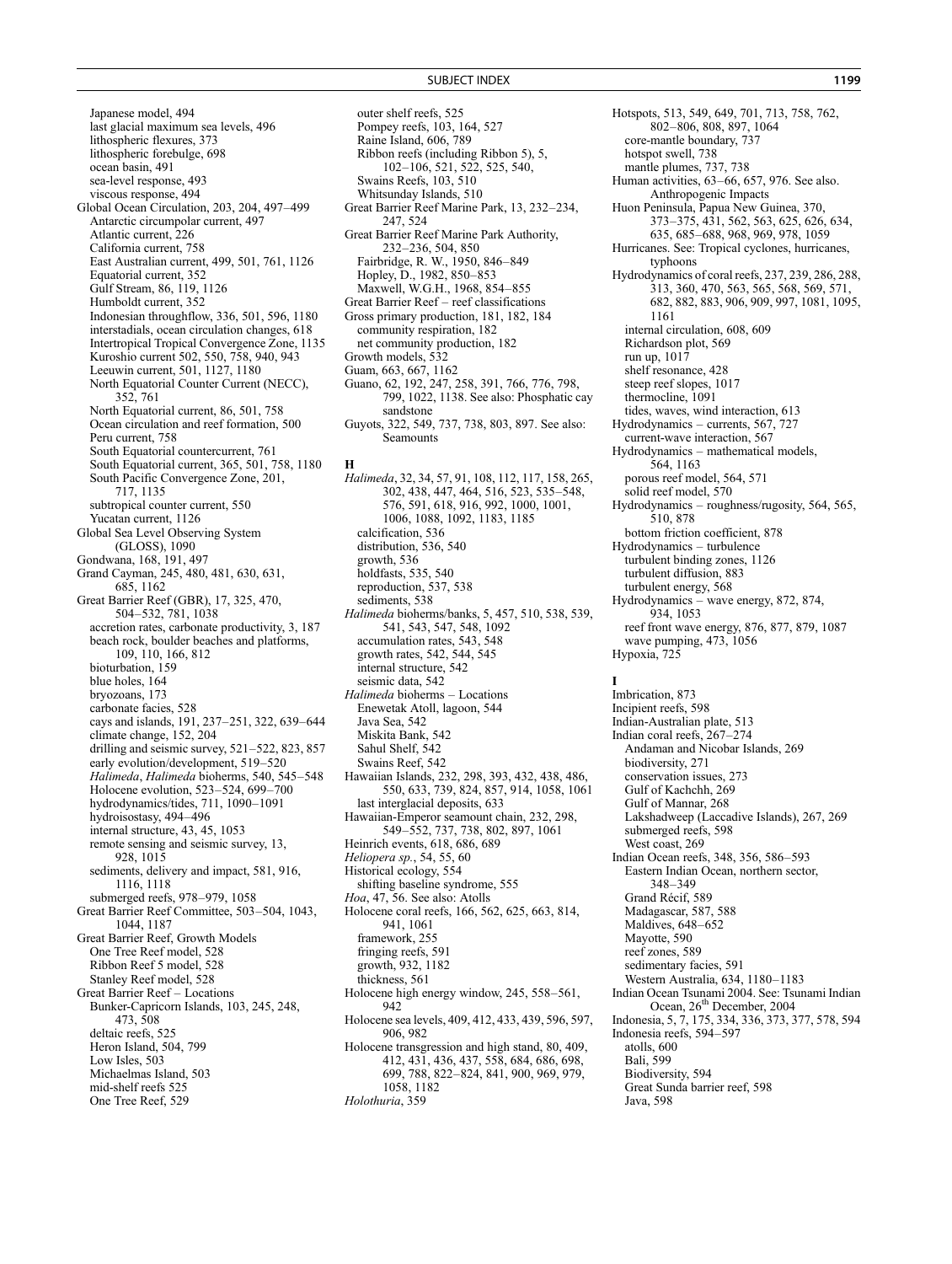Japanese model, 494
last glacial maximum sea levels, 496
lithospheric flexures, 373
lithospheric forebulge, 698
ocean basin, 491
sea-level response, 493
viscous response, 494

Global Ocean Circulation, 203, 204, 497–499
Antarctic circumpolar current, 497
Atlantic current, 226
California current, 758
East Australian current, 499, 501, 761, 1126
Equatorial current, 352
Gulf Stream, 86, 119, 1126
Humboldt current, 352
Indonesian throughflow, 336, 501, 596, 1180
interstadials, ocean circulation changes, 618
Intertropical Tropical Convergence Zone, 1135
Kuroshio current 502, 550, 758, 940, 943
Leeuwin current, 501, 1127, 1180
North Equatorial Counter Current (NECC), 352, 761
North Equatorial current, 86, 501, 758
Ocean circulation and reef formation, 500
Peru current, 758
South Equatorial countercurrent, 761
South Equatorial current, 365, 501, 758, 1180
South Pacific Convergence Zone, 201, 717, 1135
subtropical counter current, 550
Yucatan current, 1126

Global Sea Level Observing System (GLOSS), 1090
Gondwana, 168, 191, 497
Grand Cayman, 245, 480, 481, 630, 631, 685, 1162
Great Barrier Reef (GBR), 17, 325, 470, 504–532, 781, 1038
accretion rates, carbonate productivity, 3, 187
beach rock, boulder beaches and platforms, 109, 110, 166, 812
bioturbation, 159
blue holes, 164
bryozoans, 173
carbonate facies, 528
cays and islands, 191, 237–251, 322, 639–644
climate change, 152, 204
drilling and seismic survey, 521–522, 823, 857
early evolution/development, 519–520
*Halimeda*, *Halimeda* bioherms, 540, 545–548
Holocene evolution, 523–524, 699–700
hydrodynamics/tides, 711, 1090–1091
hydroisostasy, 494–496
internal structure, 43, 45, 1053
remote sensing and seismic survey, 13, 928, 1015
sediments, delivery and impact, 581, 916, 1116, 1118
submerged reefs, 978–979, 1058

Great Barrier Reef Committee, 503–504, 1043, 1044, 1187
Great Barrier Reef, Growth Models
One Tree Reef model, 528
Ribbon Reef 5 model, 528
Stanley Reef model, 528

Great Barrier Reef – Locations
Bunker-Capricorn Islands, 103, 245, 248, 473, 508
deltaic reefs, 525
Heron Island, 504, 799
Low Isles, 503
Michaelmas Island, 503
mid-shelf reefs 525
One Tree Reef, 529
outer shelf reefs, 525
Pompey reefs, 103, 164, 527
Raine Island, 606, 789
Ribbon reefs (including Ribbon 5), 5, 102–106, 521, 522, 525, 540,
Swains Reefs, 103, 510
Whitsunday Islands, 510

Great Barrier Reef Marine Park, 13, 232–234, 247, 524
Great Barrier Reef Marine Park Authority, 232–236, 504, 850
Fairbridge, R. W., 1950, 846–849
Hopley, D., 1982, 850–853
Maxwell, W.G.H., 1968, 854–855

Great Barrier Reef – reef classifications
Gross primary production, 181, 182, 184
community respiration, 182
net community production, 182

Growth models, 532
Guam, 663, 667, 1162
Guano, 62, 192, 247, 258, 391, 766, 776, 798, 799, 1022, 1138. See also: Phosphatic cay sandstone
Guyots, 322, 549, 737, 738, 803, 897. See also: Seamounts

**H**

*Halimeda*, 32, 34, 57, 91, 108, 112, 117, 158, 265, 302, 438, 447, 464, 516, 523, 535–548, 576, 591, 618, 916, 992, 1000, 1001, 1006, 1088, 1092, 1183, 1185
calcification, 536
distribution, 536, 540
growth, 536
holdfasts, 535, 540
reproduction, 537, 538
sediments, 538

*Halimeda* bioherms/banks, 5, 457, 510, 538, 539, 541, 543, 547, 548, 1092
accumulation rates, 543, 548
growth rates, 542, 544, 545
internal structure, 542
seismic data, 542

*Halimeda* bioherms – Locations
Enewetak Atoll, lagoon, 544
Java Sea, 542
Miskita Bank, 542
Sahul Shelf, 542
Swains Reef, 542

Hawaiian Islands, 232, 298, 393, 432, 438, 486, 550, 633, 739, 824, 857, 914, 1058, 1061
last interglacial deposits, 633

Hawaiian-Emperor seamount chain, 232, 298, 549–552, 737, 738, 802, 897, 1061
Heinrich events, 618, 686, 689
*Heliopera sp.*, 54, 55, 60
Historical ecology, 554
shifting baseline syndrome, 555

*Hoa*, 47, 56. See also: Atolls
Holocene coral reefs, 166, 562, 625, 663, 814, 941, 1061
framework, 255
fringing reefs, 591
growth, 932, 1182
thickness, 561

Holocene high energy window, 245, 558–561, 942
Holocene sea levels, 409, 412, 433, 439, 596, 597, 906, 982
Holocene transgression and high stand, 80, 409, 412, 431, 436, 437, 558, 684, 686, 698, 699, 788, 822–824, 841, 900, 969, 979, 1058, 1182
*Holothuria*, 359
Hotspots, 513, 549, 649, 701, 713, 758, 762, 802–806, 808, 897, 1064
core-mantle boundary, 737
hotspot swell, 738
mantle plumes, 737, 738

Human activities, 63–66, 657, 976. See also. Anthropogenic Impacts
Huon Peninsula, Papua New Guinea, 370, 373–375, 431, 562, 563, 625, 626, 634, 635, 685–688, 968, 969, 978, 1059
Hurricanes. See: Tropical cyclones, hurricanes, typhoons
Hydrodynamics of coral reefs, 237, 239, 286, 288, 313, 360, 470, 563, 565, 568, 569, 571, 682, 882, 883, 906, 909, 997, 1081, 1095, 1161
internal circulation, 608, 609
Richardson plot, 569
run up, 1017
shelf resonance, 428
steep reef slopes, 1017
thermocline, 1091
tides, waves, wind interaction, 613

Hydrodynamics – currents, 567, 727
current-wave interaction, 567

Hydrodynamics – mathematical models, 564, 1163
porous reef model, 564, 571
solid reef model, 570

Hydrodynamics – roughness/rugosity, 564, 565, 510, 878
bottom friction coefficient, 878

Hydrodynamics – turbulence
turbulent binding zones, 1126
turbulent diffusion, 883
turbulent energy, 568

Hydrodynamics – wave energy, 872, 874, 934, 1053
reef front wave energy, 876, 877, 879, 1087
wave pumping, 473, 1056

Hypoxia, 725

**I**

Imbrication, 873
Incipient reefs, 598
Indian-Australian plate, 513
Indian coral reefs, 267–274
Andaman and Nicobar Islands, 269
biodiversity, 271
conservation issues, 273
Gulf of Kachchh, 269
Gulf of Mannar, 268
Lakshadweep (Laccadive Islands), 267, 269
submerged reefs, 598
West coast, 269

Indian Ocean reefs, 348, 356, 586–593
Eastern Indian Ocean, northern sector, 348–349
Grand Récif, 589
Madagascar, 587, 588
Maldives, 648–652
Mayotte, 590
reef zones, 589
sedimentary facies, 591
Western Australia, 634, 1180–1183

Indian Ocean Tsunami 2004. See: Tsunami Indian Ocean, 26th December, 2004
Indonesia, 5, 7, 175, 334, 336, 373, 377, 578, 594
Indonesia reefs, 594–597
atolls, 600
Bali, 599
Biodiversity, 594
Great Sunda barrier reef, 598
Java, 598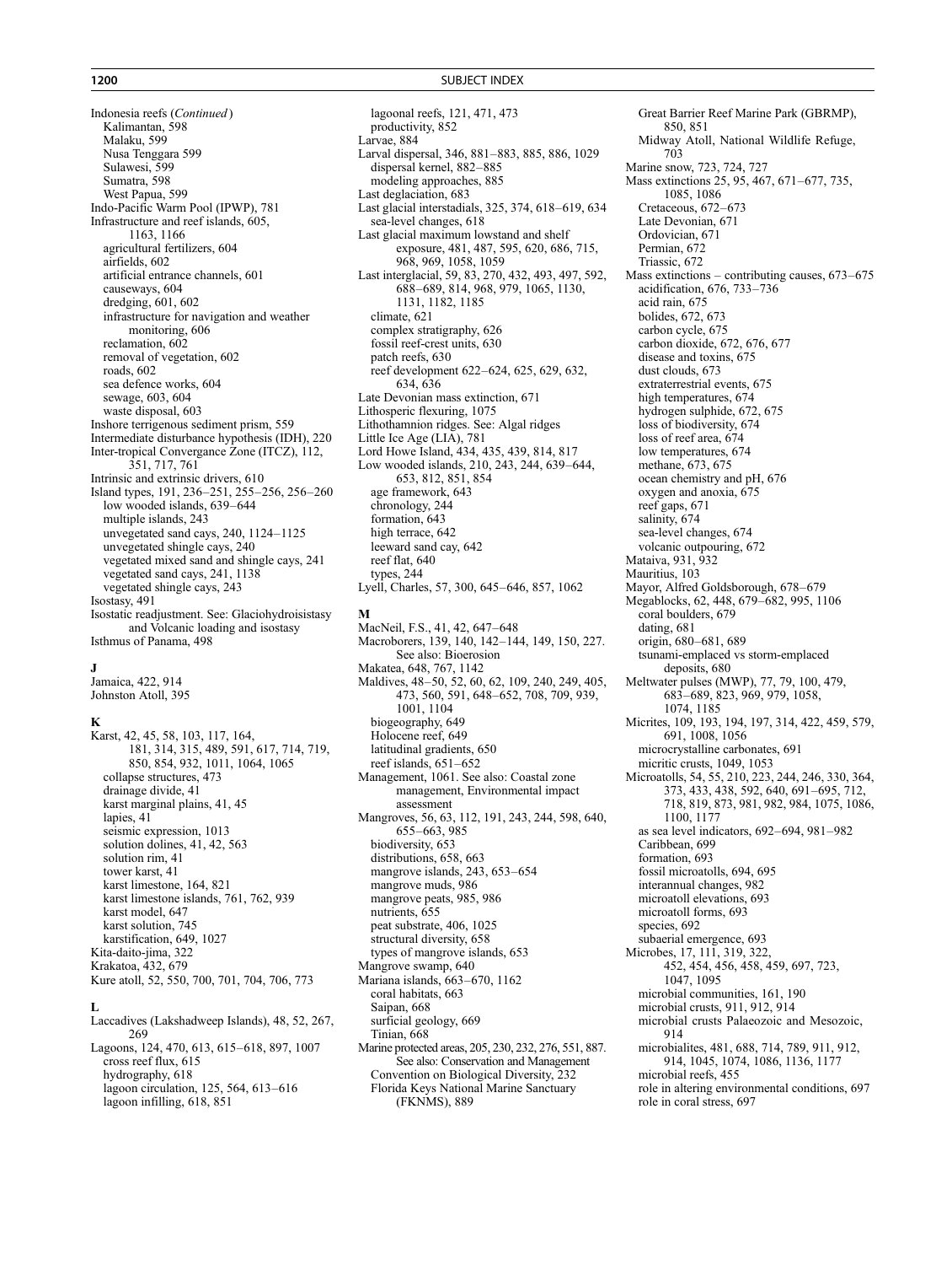Indonesia reefs (*Continued*)
  Kalimantan, 598
  Malaku, 599
  Nusa Tenggara 599
  Sulawesi, 599
  Sumatra, 598
  West Papua, 599
Indo-Pacific Warm Pool (IPWP), 781
Infrastructure and reef islands, 605, 1163, 1166
  agricultural fertilizers, 604
  airfields, 602
  artificial entrance channels, 601
  causeways, 604
  dredging, 601, 602
  infrastructure for navigation and weather monitoring, 606
  reclamation, 602
  removal of vegetation, 602
  roads, 602
  sea defence works, 604
  sewage, 603, 604
  waste disposal, 603
Inshore terrigenous sediment prism, 559
Intermediate disturbance hypothesis (IDH), 220
Inter-tropical Convergance Zone (ITCZ), 112, 351, 717, 761
Intrinsic and extrinsic drivers, 610
Island types, 191, 236–251, 255–256, 256–260
  low wooded islands, 639–644
  multiple islands, 243
  unvegetated sand cays, 240, 1124–1125
  unvegetated shingle cays, 240
  vegetated mixed sand and shingle cays, 241
  vegetated sand cays, 241, 1138
  vegetated shingle cays, 243
Isostasy, 491
Isostatic readjustment. See: Glaciohydroisistasy and Volcanic loading and isostasy
Isthmus of Panama, 498

**J**

Jamaica, 422, 914
Johnston Atoll, 395

**K**

Karst, 42, 45, 58, 103, 117, 164, 181, 314, 315, 489, 591, 617, 714, 719, 850, 854, 932, 1011, 1064, 1065
  collapse structures, 473
  drainage divide, 41
  karst marginal plains, 41, 45
  lapies, 41
  seismic expression, 1013
  solution dolines, 41, 42, 563
  solution rim, 41
  tower karst, 41
  karst limestone, 164, 821
  karst limestone islands, 761, 762, 939
  karst model, 647
  karst solution, 745
  karstification, 649, 1027
Kita-daito-jima, 322
Krakatoa, 432, 679
Kure atoll, 52, 550, 700, 701, 704, 706, 773

**L**

Laccadives (Lakshadweep Islands), 48, 52, 267, 269
Lagoons, 124, 470, 613, 615–618, 897, 1007
  cross reef flux, 615
  hydrography, 618
  lagoon circulation, 125, 564, 613–616
  lagoon infilling, 618, 851
  lagoonal reefs, 121, 471, 473
  productivity, 852
Larvae, 884
Larval dispersal, 346, 881–883, 885, 886, 1029
  dispersal kernel, 882–885
  modeling approaches, 885
Last deglaciation, 683
Last glacial interstadials, 325, 374, 618–619, 634
  sea-level changes, 618
Last glacial maximum lowstand and shelf exposure, 481, 487, 595, 620, 686, 715, 968, 969, 1058, 1059
Last interglacial, 59, 83, 270, 432, 493, 497, 592, 688–689, 814, 968, 979, 1065, 1130, 1131, 1182, 1185
  climate, 621
  complex stratigraphy, 626
  fossil reef-crest units, 630
  patch reefs, 630
  reef development 622–624, 625, 629, 632, 634, 636
Late Devonian mass extinction, 671
Lithospheric flexuring, 1075
Lithothamnion ridges. See: Algal ridges
Little Ice Age (LIA), 781
Lord Howe Island, 434, 435, 439, 814, 817
Low wooded islands, 210, 243, 244, 639–644, 653, 812, 851, 854
  age framework, 643
  chronology, 244
  formation, 643
  high terrace, 642
  leeward sand cay, 642
  reef flat, 640
  types, 244
Lyell, Charles, 57, 300, 645–646, 857, 1062

**M**

MacNeil, F.S., 41, 42, 647–648
Macroborers, 139, 140, 142–144, 149, 150, 227. See also: Bioerosion
Makatea, 648, 767, 1142
Maldives, 48–50, 52, 60, 62, 109, 240, 249, 405, 473, 560, 591, 648–652, 708, 709, 939, 1001, 1104
  biogeography, 649
  Holocene reef, 649
  latitudinal gradients, 650
  reef islands, 651–652
Management, 1061. See also: Coastal zone management, Environmental impact assessment
Mangroves, 56, 63, 112, 191, 243, 244, 598, 640, 655–663, 985
  biodiversity, 653
  distributions, 658, 663
  mangrove islands, 243, 653–654
  mangrove muds, 986
  mangrove peats, 985, 986
  nutrients, 655
  peat substrate, 406, 1025
  structural diversity, 658
  types of mangrove islands, 653
Mangrove swamp, 640
Mariana islands, 663–670, 1162
  coral habitats, 663
  Saipan, 668
  surficial geology, 669
  Tinian, 668
Marine protected areas, 205, 230, 232, 276, 551, 887. See also: Conservation and Management
  Convention on Biological Diversity, 232
  Florida Keys National Marine Sanctuary (FKNMS), 889
  Great Barrier Reef Marine Park (GBRMP), 850, 851
  Midway Atoll, National Wildlife Refuge, 703
Marine snow, 723, 724, 727
Mass extinctions 25, 95, 467, 671–677, 735, 1085, 1086
  Cretaceous, 672–673
  Late Devonian, 671
  Ordovician, 671
  Permian, 672
  Triassic, 672
Mass extinctions – contributing causes, 673–675
  acidification, 676, 733–736
  acid rain, 675
  bolides, 672, 673
  carbon cycle, 675
  carbon dioxide, 672, 676, 677
  disease and toxins, 675
  dust clouds, 673
  extraterrestrial events, 675
  high temperatures, 674
  hydrogen sulphide, 672, 675
  loss of biodiversity, 674
  loss of reef area, 674
  low temperatures, 674
  methane, 673, 675
  ocean chemistry and pH, 676
  oxygen and anoxia, 675
  reef gaps, 671
  salinity, 674
  sea-level changes, 674
  volcanic outpouring, 672
Mataiva, 931, 932
Mauritius, 103
Mayor, Alfred Goldsborough, 678–679
Megablocks, 62, 448, 679–682, 995, 1106
  coral boulders, 679
  dating, 681
  origin, 680–681, 689
  tsunami-emplaced vs storm-emplaced deposits, 680
Meltwater pulses (MWP), 77, 79, 100, 479, 683–689, 823, 969, 979, 1058, 1074, 1185
Micrites, 109, 193, 194, 197, 314, 422, 459, 579, 691, 1008, 1056
  microcrystalline carbonates, 691
  micritic crusts, 1049, 1053
Microatolls, 54, 55, 210, 223, 244, 246, 330, 364, 373, 433, 438, 592, 640, 691–695, 712, 718, 819, 873, 981, 982, 984, 1075, 1086, 1100, 1177
  as sea level indicators, 692–694, 981–982
  Caribbean, 699
  formation, 693
  fossil microatolls, 694, 695
  interannual changes, 982
  microatoll elevations, 693
  microatoll forms, 693
  species, 692
  subaerial emergence, 693
Microbes, 17, 111, 319, 322, 452, 454, 456, 458, 459, 697, 723, 1047, 1095
  microbial communities, 161, 190
  microbial crusts, 911, 912, 914
  microbial crusts Palaeozoic and Mesozoic, 914
  microbialites, 481, 688, 714, 789, 911, 912, 914, 1045, 1074, 1086, 1136, 1177
  microbial reefs, 455
  role in altering environmental conditions, 697
  role in coral stress, 697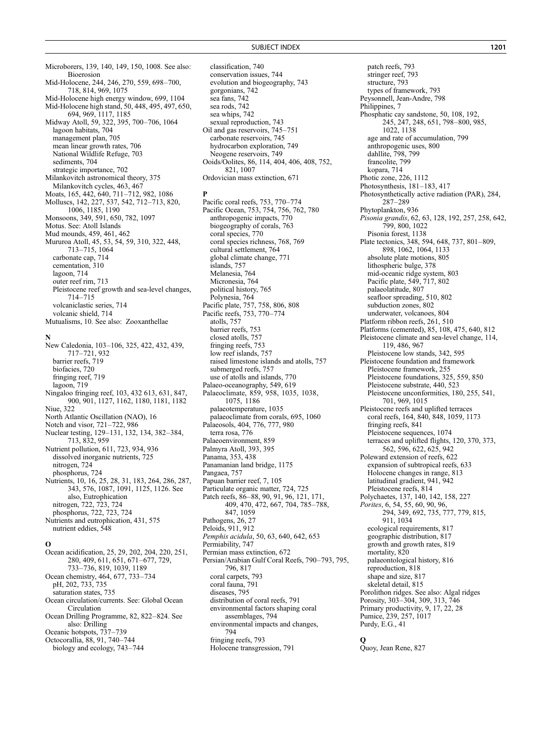Microborers, 139, 140, 149, 150, 1008. See also: Bioerosion
Mid-Holocene, 244, 246, 270, 559, 698–700, 718, 814, 969, 1075
Mid-Holocene high energy window, 699, 1104
Mid-Holocene high stand, 50, 448, 495, 497, 650, 694, 969, 1117, 1185
Midway Atoll, 59, 322, 395, 700–706, 1064
  lagoon habitats, 704
  management plan, 705
  mean linear growth rates, 706
  National Wildlife Refuge, 703
  sediments, 704
  strategic importance, 702
Milankovitch astronomical theory, 375
  Milankovitch cycles, 463, 467
Moats, 165, 442, 640, 711–712, 982, 1086
Molluscs, 142, 227, 537, 542, 712–713, 820, 1006, 1185, 1190
Monsoons, 349, 591, 650, 782, 1097
Motus. See: Atoll Islands
Mud mounds, 459, 461, 462
Mururoa Atoll, 45, 53, 54, 59, 310, 322, 448, 713–715, 1064
  carbonate cap, 714
  cementation, 310
  lagoon, 714
  outer reef rim, 713
  Pleistocene reef growth and sea-level changes, 714–715
  volcaniclastic series, 714
  volcanic shield, 714
Mutualisms, 10. See also: Zooxanthellae

**N**

New Caledonia, 103–106, 325, 422, 432, 439, 717–721, 932
  barrier reefs, 719
  biofacies, 720
  fringing reef, 719
  lagoon, 719
Ningaloo fringing reef, 103, 432 613, 631, 847, 900, 901, 1127, 1162, 1180, 1181, 1182
Niue, 322
North Atlantic Oscillation (NAO), 16
Notch and visor, 721–722, 986
Nuclear testing, 129–131, 132, 134, 382–384, 713, 832, 959
Nutrient pollution, 611, 723, 934, 936
  dissolved inorganic nutrients, 725
  nitrogen, 724
  phosphorus, 724
Nutrients, 10, 16, 25, 28, 31, 183, 264, 286, 287, 343, 576, 1087, 1091, 1125, 1126. See also, Eutrophication
  nitrogen, 722, 723, 724
  phosphorus, 722, 723, 724
Nutrients and eutrophication, 431, 575
  nutrient eddies, 548

**O**

Ocean acidification, 25, 29, 202, 204, 220, 251, 280, 409, 611, 651, 671–677, 729, 733–736, 819, 1039, 1189
Ocean chemistry, 464, 677, 733–734
  pH, 202, 733, 735
  saturation states, 735
Ocean circulation/currents. See: Global Ocean Circulation
Ocean Drilling Programme, 82, 822–824. See also: Drilling
Oceanic hotspots, 737–739
Octocorallia, 88, 91, 740–744
  biology and ecology, 743–744
  classification, 740
  conservation issues, 744
  evolution and biogeography, 743
  gorgonians, 742
  sea fans, 742
  sea rods, 742
  sea whips, 742
  sexual reproduction, 743
Oil and gas reservoirs, 745–751
  carbonate reservoirs, 745
  hydrocarbon exploration, 749
  Neogene reservoirs, 749
Ooids/Oolites, 86, 114, 404, 406, 408, 752, 821, 1007
Ordovician mass extinction, 671

**P**

Pacific coral reefs, 753, 770–774
Pacific Ocean, 753, 754, 756, 762, 780
  anthropogenic impacts, 770
  biogeography of corals, 763
  coral species, 770
  coral species richness, 768, 769
  cultural settlement, 764
  global climate change, 771
  islands, 757
  Melanesia, 764
  Micronesia, 764
  political history, 765
  Polynesia, 764
Pacific plate, 757, 758, 806, 808
Pacific reefs, 753, 770–774
  atolls, 757
  barrier reefs, 753
  closed atolls, 757
  fringing reefs, 753
  low reef islands, 757
  raised limestone islands and atolls, 757
  submerged reefs, 757
  use of atolls and islands, 770
Palaeo-oceanography, 549, 619
Palaeoclimate, 859, 958, 1035, 1038, 1075, 1186
  palaeotemperature, 1035
  palaeoclimate from corals, 695, 1060
Palaeosols, 404, 776, 777, 980
  terra rosa, 776
Palaeoenvironment, 859
Palmyra Atoll, 393, 395
Panama, 353, 438
Panamanian land bridge, 1175
Pangaea, 757
Papuan barrier reef, 7, 105
Particulate organic matter, 724, 725
Patch reefs, 86–88, 90, 91, 96, 121, 171, 409, 470, 472, 667, 704, 785–788, 847, 1059
Pathogens, 26, 27
Peloids, 911, 912
*Pemphis acidula*, 50, 63, 640, 642, 653
Permiability, 747
Permian mass extinction, 672
Persian/Arabian Gulf Coral Reefs, 790–793, 795, 796, 817
  coral carpets, 793
  coral fauna, 791
  diseases, 795
  distribution of coral reefs, 791
  environmental factors shaping coral assemblages, 794
  environmental impacts and changes, 794
  fringing reefs, 793
  Holocene transgression, 791
  patch reefs, 793
  stringer reef, 793
  structure, 793
  types of framework, 793
Peysonnell, Jean-Andre, 798
Philippines, 7
Phosphatic cay sandstone, 50, 108, 192, 245, 247, 248, 651, 798–800, 985, 1022, 1138
  age and rate of accumulation, 799
  anthropogenic uses, 800
  dahllite, 798, 799
  francolite, 799
  kopara, 714
Photic zone, 226, 1112
Photosynthesis, 181–183, 417
Photosynthetically active radiation (PAR), 284, 287–289
Phytoplankton, 936
*Pisonia grandis*, 62, 63, 128, 192, 257, 258, 642, 799, 800, 1022
  Pisonia forest, 1138
Plate tectonics, 348, 594, 648, 737, 801–809, 898, 1062, 1064, 1133
  absolute plate motions, 805
  lithospheric bulge, 378
  mid-oceanic ridge system, 803
  Pacific plate, 549, 717, 802
  palaeolatitude, 807
  seafloor spreading, 510, 802
  subduction zones, 802
  underwater, volcanoes, 804
Platform ribbon reefs, 261, 510
Platforms (cemented), 85, 108, 475, 640, 812
Pleistocene climate and sea-level change, 114, 119, 486, 967
  Pleistocene low stands, 342, 595
Pleistocene foundation and framework
  Pleistocene framework, 255
  Pleistocene foundations, 325, 559, 850
  Pleistocene substrate, 440, 523
  Pleistocene unconformities, 180, 255, 541, 701, 969, 1015
Pleistocene reefs and uplifted terraces
  coral reefs, 164, 840, 848, 1059, 1173
  fringing reefs, 841
  Pleistocene sequences, 1074
  terraces and uplifted flights, 120, 370, 373, 562, 596, 622, 625, 942
Poleward extension of reefs, 622
  expansion of subtropical reefs, 633
  Holocene changes in range, 813
  latitudinal gradient, 941, 942
  Pleistocene reefs, 814
Polychaetes, 137, 140, 142, 158, 227
*Porites*, 6, 54, 55, 60, 90, 96, 294, 349, 692, 735, 777, 779, 815, 911, 1034
  ecological requirements, 817
  geographic distribution, 817
  growth and growth rates, 819
  mortality, 820
  palaeontological history, 816
  reproduction, 818
  shape and size, 817
  skeletal detail, 815
Porolithon ridges. See also: Algal ridges
Porosity, 303–304, 309, 313, 746
Primary productivity, 9, 17, 22, 28
Pumice, 239, 257, 1017
Purdy, E.G., 41

**Q**

Quoy, Jean Rene, 827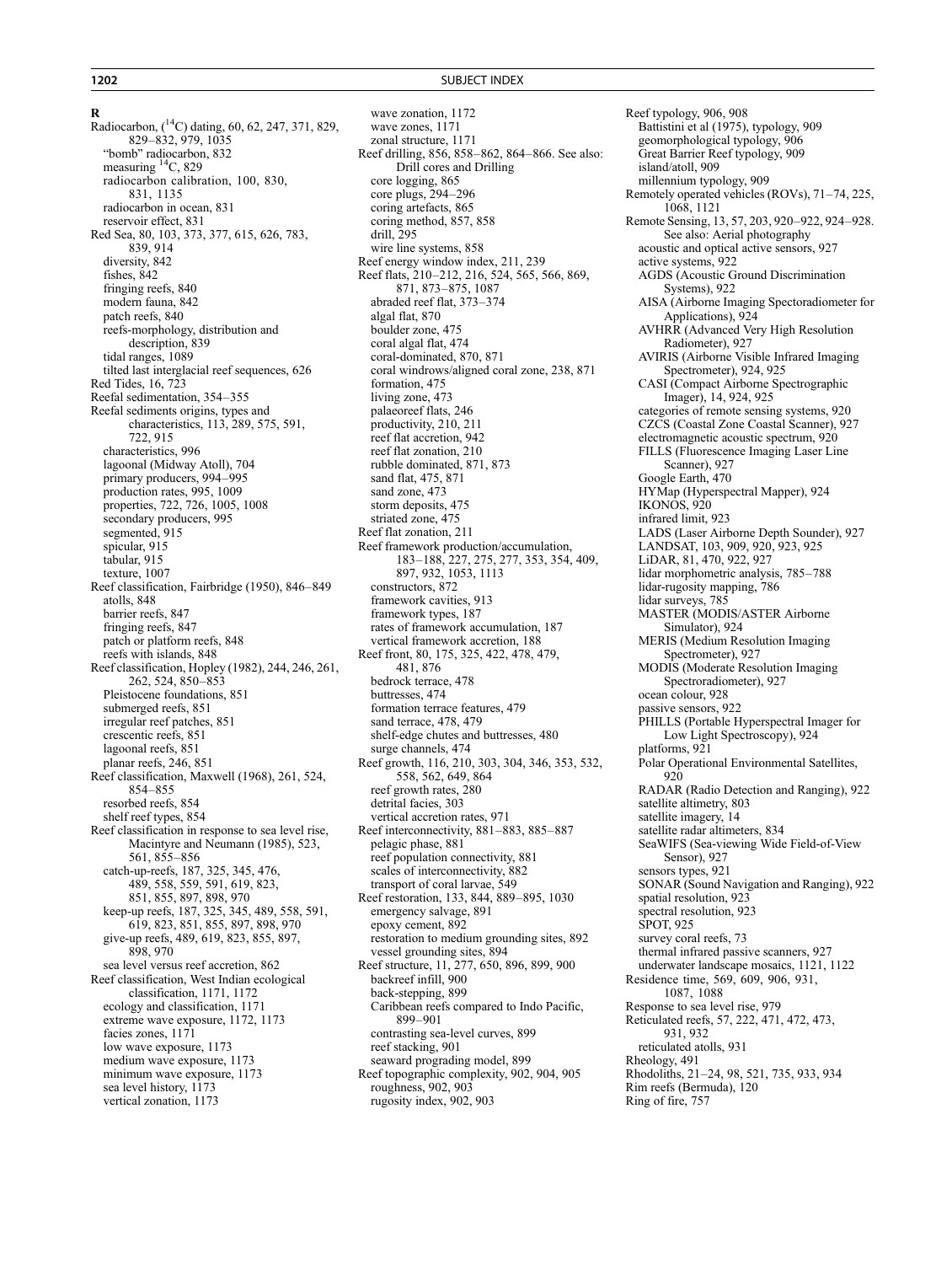## R

Radiocarbon, ($^{14}$C) dating, 60, 62, 247, 371, 829, 829–832, 979, 1035
- "bomb" radiocarbon, 832
- measuring $^{14}$C, 829
- radiocarbon calibration, 100, 830, 831, 1135
- radiocarbon in ocean, 831
- reservoir effect, 831

Red Sea, 80, 103, 373, 377, 615, 626, 783, 839, 914
- diversity, 842
- fishes, 842
- fringing reefs, 840
- modern fauna, 842
- patch reefs, 840
- reefs-morphology, distribution and description, 839
- tidal ranges, 1089
- tilted last interglacial reef sequences, 626

Red Tides, 16, 723

Reefal sedimentation, 354–355

Reefal sediments origins, types and characteristics, 113, 289, 575, 591, 722, 915
- characteristics, 996
- lagoonal (Midway Atoll), 704
- primary producers, 994–995
- production rates, 995, 1009
- properties, 722, 726, 1005, 1008
- secondary producers, 995
- segmented, 915
- spicular, 915
- tabular, 915
- texture, 1007

Reef classification, Fairbridge (1950), 846–849
- atolls, 848
- barrier reefs, 847
- fringing reefs, 847
- patch or platform reefs, 848
- reefs with islands, 848

Reef classification, Hopley (1982), 244, 246, 261, 262, 524, 850–853
- Pleistocene foundations, 851
- submerged reefs, 851
- irregular reef patches, 851
- crescentic reefs, 851
- lagoonal reefs, 851
- planar reefs, 246, 851

Reef classification, Maxwell (1968), 261, 524, 854–855
- resorbed reefs, 854
- shelf reef types, 854

Reef classification in response to sea level rise, Macintyre and Neumann (1985), 523, 561, 855–856
- catch-up-reefs, 187, 325, 345, 476, 489, 558, 559, 591, 619, 823, 851, 855, 897, 898, 970
- keep-up reefs, 187, 325, 345, 489, 558, 591, 619, 823, 851, 855, 897, 898, 970
- give-up reefs, 489, 619, 823, 855, 897, 898, 970
- sea level versus reef accretion, 862

Reef classification, West Indian ecological classification, 1171, 1172
- ecology and classification, 1171
- extreme wave exposure, 1172, 1173
- facies zones, 1171
- low wave exposure, 1173
- medium wave exposure, 1173
- minimum wave exposure, 1173
- sea level history, 1173
- vertical zonation, 1173
- wave zonation, 1172
- wave zones, 1171
- zonal structure, 1171

Reef drilling, 856, 858–862, 864–866. See also: Drill cores and Drilling
- core logging, 865
- core plugs, 294–296
- coring artefacts, 865
- coring method, 857, 858
- drill, 295
- wire line systems, 858

Reef energy window index, 211, 239

Reef flats, 210–212, 216, 524, 565, 566, 869, 871, 873–875, 1087
- abraded reef flat, 373–374
- algal flat, 870
- boulder zone, 475
- coral algal flat, 474
- coral-dominated, 870, 871
- coral windrows/aligned coral zone, 238, 871
- formation, 475
- living zone, 473
- palaeoreef flats, 246
- productivity, 210, 211
- reef flat accretion, 942
- reef flat zonation, 210
- rubble dominated, 871, 873
- sand flat, 475, 871
- sand zone, 473
- storm deposits, 475
- striated zone, 475

Reef flat zonation, 211

Reef framework production/accumulation, 183–188, 227, 275, 277, 353, 354, 409, 897, 932, 1053, 1113
- constructors, 872
- framework cavities, 913
- framework types, 187
- rates of framework accumulation, 187
- vertical framework accretion, 188

Reef front, 80, 175, 325, 422, 478, 479, 481, 876
- bedrock terrace, 478
- buttresses, 474
- formation terrace features, 479
- sand terrace, 478, 479
- shelf-edge chutes and buttresses, 480
- surge channels, 474

Reef growth, 116, 210, 303, 304, 346, 353, 532, 558, 562, 649, 864
- reef growth rates, 280
- detrital facies, 303
- vertical accretion rates, 971

Reef interconnectivity, 881–883, 885–887
- pelagic phase, 881
- reef population connectivity, 881
- scales of interconnectivity, 882
- transport of coral larvae, 549

Reef restoration, 133, 844, 889–895, 1030
- emergency salvage, 891
- epoxy cement, 892
- restoration to medium grounding sites, 892
- vessel grounding sites, 894

Reef structure, 11, 277, 650, 896, 899, 900
- backreef infill, 900
- back-stepping, 899
- Caribbean reefs compared to Indo Pacific, 899–901
- contrasting sea-level curves, 899
- reef stacking, 901
- seaward prograding model, 899

Reef topographic complexity, 902, 904, 905
- roughness, 902, 903
- rugosity index, 902, 903

Reef typology, 906, 908
- Battistini et al (1975), typology, 909
- geomorphological typology, 906
- Great Barrier Reef typology, 909
- island/atoll, 909
- millennium typology, 909

Remotely operated vehicles (ROVs), 71–74, 225, 1068, 1121

Remote Sensing, 13, 57, 203, 920–922, 924–928. See also: Aerial photography
- acoustic and optical active sensors, 927
- active systems, 922
- AGDS (Acoustic Ground Discrimination Systems), 922
- AISA (Airborne Imaging Spectoradiometer for Applications), 924
- AVHRR (Advanced Very High Resolution Radiometer), 927
- AVIRIS (Airborne Visible Infrared Imaging Spectrometer), 924, 925
- CASI (Compact Airborne Spectrographic Imager), 14, 924, 925
- categories of remote sensing systems, 920
- CZCS (Coastal Zone Coastal Scanner), 927
- electromagnetic acoustic spectrum, 920
- FILLS (Fluorescence Imaging Laser Line Scanner), 927
- Google Earth, 470
- HYMap (Hyperspectral Mapper), 924
- IKONOS, 920
- infrared limit, 923
- LADS (Laser Airborne Depth Sounder), 927
- LANDSAT, 103, 909, 920, 923, 925
- LiDAR, 81, 470, 922, 927
- lidar morphometric analysis, 785–788
- lidar-rugosity mapping, 786
- lidar surveys, 785
- MASTER (MODIS/ASTER Airborne Simulator), 924
- MERIS (Medium Resolution Imaging Spectrometer), 927
- MODIS (Moderate Resolution Imaging Spectroradiometer), 927
- ocean colour, 928
- passive sensors, 922
- PHILLS (Portable Hyperspectral Imager for Low Light Spectroscopy), 924
- platforms, 921
- Polar Operational Environmental Satellites, 920
- RADAR (Radio Detection and Ranging), 922
- satellite altimetry, 803
- satellite imagery, 14
- satellite radar altimeters, 834
- SeaWIFS (Sea-viewing Wide Field-of-View Sensor), 927
- sensors types, 921
- SONAR (Sound Navigation and Ranging), 922
- spatial resolution, 923
- spectral resolution, 923
- SPOT, 925
- survey coral reefs, 73
- thermal infrared passive scanners, 927
- underwater landscape mosaics, 1121, 1122

Residence time, 569, 609, 906, 931, 1087, 1088

Response to sea level rise, 979

Reticulated reefs, 57, 222, 471, 472, 473, 931, 932
- reticulated atolls, 931

Rheology, 491

Rhodoliths, 21–24, 98, 521, 735, 933, 934

Rim reefs (Bermuda), 120

Ring of fire, 757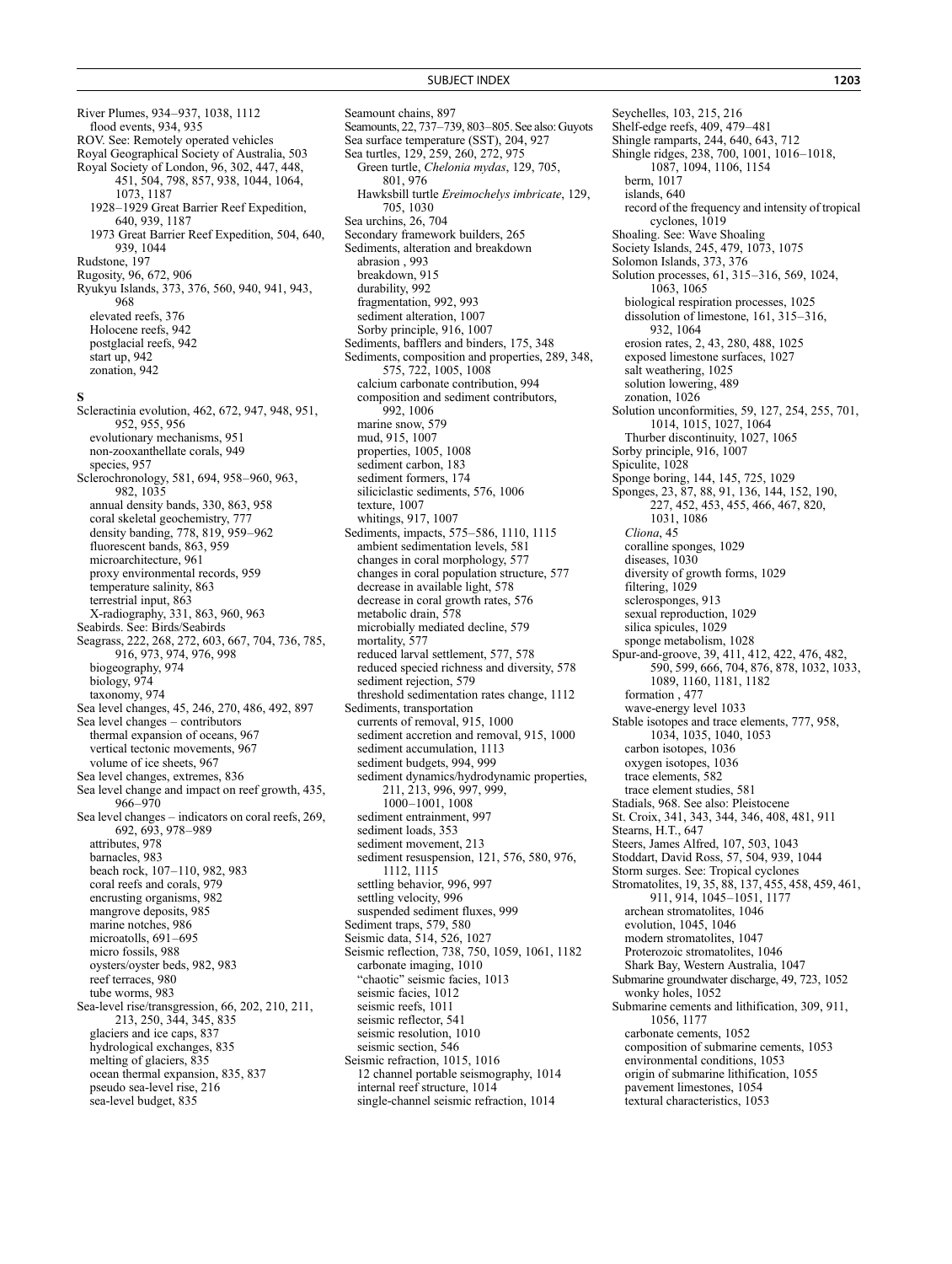River Plumes, 934–937, 1038, 1112
  flood events, 934, 935
ROV. See: Remotely operated vehicles
Royal Geographical Society of Australia, 503
Royal Society of London, 96, 302, 447, 448, 451, 504, 798, 857, 938, 1044, 1064, 1073, 1187
  1928–1929 Great Barrier Reef Expedition, 640, 939, 1187
  1973 Great Barrier Reef Expedition, 504, 640, 939, 1044
Rudstone, 197
Rugosity, 96, 672, 906
Ryukyu Islands, 373, 376, 560, 940, 941, 943, 968
  elevated reefs, 376
  Holocene reefs, 942
  postglacial reefs, 942
  start up, 942
  zonation, 942

**S**

Scleractinia evolution, 462, 672, 947, 948, 951, 952, 955, 956
  evolutionary mechanisms, 951
  non-zooxanthellate corals, 949
  species, 957
Sclerochronology, 581, 694, 958–960, 963, 982, 1035
  annual density bands, 330, 863, 958
  coral skeletal geochemistry, 777
  density banding, 778, 819, 959–962
  fluorescent bands, 863, 959
  microarchitecture, 961
  proxy environmental records, 959
  temperature salinity, 863
  terrestrial input, 863
  X-radiography, 331, 863, 960, 963
Seabirds. See: Birds/Seabirds
Seagrass, 222, 268, 272, 603, 667, 704, 736, 785, 916, 973, 974, 976, 998
  biogeography, 974
  biology, 974
  taxonomy, 974
Sea level changes, 45, 246, 270, 486, 492, 897
Sea level changes – contributors
  thermal expansion of oceans, 967
  vertical tectonic movements, 967
  volume of ice sheets, 967
Sea level changes, extremes, 836
Sea level change and impact on reef growth, 435, 966–970
Sea level changes – indicators on coral reefs, 269, 692, 693, 978–989
  attributes, 978
  barnacles, 983
  beach rock, 107–110, 982, 983
  coral reefs and corals, 979
  encrusting organisms, 982
  mangrove deposits, 985
  marine notches, 986
  microatolls, 691–695
  micro fossils, 988
  oysters/oyster beds, 982, 983
  reef terraces, 980
  tube worms, 983
Sea-level rise/transgression, 66, 202, 210, 211, 213, 250, 344, 345, 835
  glaciers and ice caps, 837
  hydrological exchanges, 835
  melting of glaciers, 835
  ocean thermal expansion, 835, 837
  pseudo sea-level rise, 216
  sea-level budget, 835
Seamount chains, 897
Seamounts, 22, 737–739, 803–805. See also: Guyots
Sea surface temperature (SST), 204, 927
Sea turtles, 129, 259, 260, 272, 975
  Green turtle, *Chelonia mydas*, 129, 705, 801, 976
  Hawksbill turtle *Ereimochelys imbricate*, 129, 705, 1030
Sea urchins, 26, 704
Secondary framework builders, 265
Sediments, alteration and breakdown
  abrasion , 993
  breakdown, 915
  durability, 992
  fragmentation, 992, 993
  sediment alteration, 1007
  Sorby principle, 916, 1007
Sediments, bafflers and binders, 175, 348
Sediments, composition and properties, 289, 348, 575, 722, 1005, 1008
  calcium carbonate contribution, 994
  composition and sediment contributors, 992, 1006
  marine snow, 579
  mud, 915, 1007
  properties, 1005, 1008
  sediment carbon, 183
  sediment formers, 174
  siliciclastic sediments, 576, 1006
  texture, 1007
  whitings, 917, 1007
Sediments, impacts, 575–586, 1110, 1115
  ambient sedimentation levels, 581
  changes in coral morphology, 577
  changes in coral population structure, 577
  decrease in available light, 578
  decrease in coral growth rates, 576
  metabolic drain, 578
  microbially mediated decline, 579
  mortality, 577
  reduced larval settlement, 577, 578
  reduced species richness and diversity, 578
  sediment rejection, 579
  threshold sedimentation rates change, 1112
Sediments, transportation
  currents of removal, 915, 1000
  sediment accretion and removal, 915, 1000
  sediment accumulation, 1113
  sediment budgets, 994, 999
  sediment dynamics/hydrodynamic properties, 211, 213, 996, 997, 999, 1000–1001, 1008
  sediment entrainment, 997
  sediment loads, 353
  sediment movement, 213
  sediment resuspension, 121, 576, 580, 976, 1112, 1115
  settling behavior, 996, 997
  settling velocity, 996
  suspended sediment fluxes, 999
Sediment traps, 579, 580
Seismic data, 514, 526, 1027
Seismic reflection, 738, 750, 1059, 1061, 1182
  carbonate imaging, 1010
  "chaotic" seismic facies, 1013
  seismic facies, 1012
  seismic reefs, 1011
  seismic reflector, 541
  seismic resolution, 1010
  seismic section, 546
Seismic refraction, 1015, 1016
  12 channel portable seismography, 1014
  internal reef structure, 1014
  single-channel seismic refraction, 1014
Seychelles, 103, 215, 216
Shelf-edge reefs, 409, 479–481
Shingle ramparts, 244, 640, 643, 712
Shingle ridges, 238, 700, 1001, 1016–1018, 1087, 1094, 1106, 1154
  berm, 1017
  islands, 640
  record of the frequency and intensity of tropical cyclones, 1019
Shoaling. See: Wave Shoaling
Society Islands, 245, 479, 1073, 1075
Solomon Islands, 373, 376
Solution processes, 61, 315–316, 569, 1024, 1063, 1065
  biological respiration processes, 1025
  dissolution of limestone, 161, 315–316, 932, 1064
  erosion rates, 2, 43, 280, 488, 1025
  exposed limestone surfaces, 1027
  salt weathering, 1025
  solution lowering, 489
  zonation, 1026
Solution unconformities, 59, 127, 254, 255, 701, 1014, 1015, 1027, 1064
  Thurber discontinuity, 1027, 1065
Sorby principle, 916, 1007
Spiculite, 1028
Sponge boring, 144, 145, 725, 1029
Sponges, 23, 87, 88, 91, 136, 144, 152, 190, 227, 452, 453, 455, 466, 467, 820, 1031, 1086
  *Cliona*, 45
  coralline sponges, 1029
  diseases, 1030
  diversity of growth forms, 1029
  filtering, 1029
  sclerosponges, 913
  sexual reproduction, 1029
  silica spicules, 1029
  sponge metabolism, 1028
Spur-and-groove, 39, 411, 412, 422, 476, 482, 590, 599, 666, 704, 876, 878, 1032, 1033, 1089, 1160, 1181, 1182
  formation , 477
  wave-energy level 1033
Stable isotopes and trace elements, 777, 958, 1034, 1035, 1040, 1053
  carbon isotopes, 1036
  oxygen isotopes, 1036
  trace elements, 582
  trace element studies, 581
Stadials, 968. See also: Pleistocene
St. Croix, 341, 343, 344, 346, 408, 481, 911
Stearns, H.T., 647
Steers, James Alfred, 107, 503, 1043
Stoddart, David Ross, 57, 504, 939, 1044
Storm surges. See: Tropical cyclones
Stromatolites, 19, 35, 88, 137, 455, 458, 459, 461, 911, 914, 1045–1051, 1177
  archean stromatolites, 1046
  evolution, 1045, 1046
  modern stromatolites, 1047
  Proterozoic stromatolites, 1046
  Shark Bay, Western Australia, 1047
Submarine groundwater discharge, 49, 723, 1052
  wonky holes, 1052
Submarine cements and lithification, 309, 911, 1056, 1177
  carbonate cements, 1052
  composition of submarine cements, 1053
  environmental conditions, 1053
  origin of submarine lithification, 1055
  pavement limestones, 1054
  textural characteristics, 1053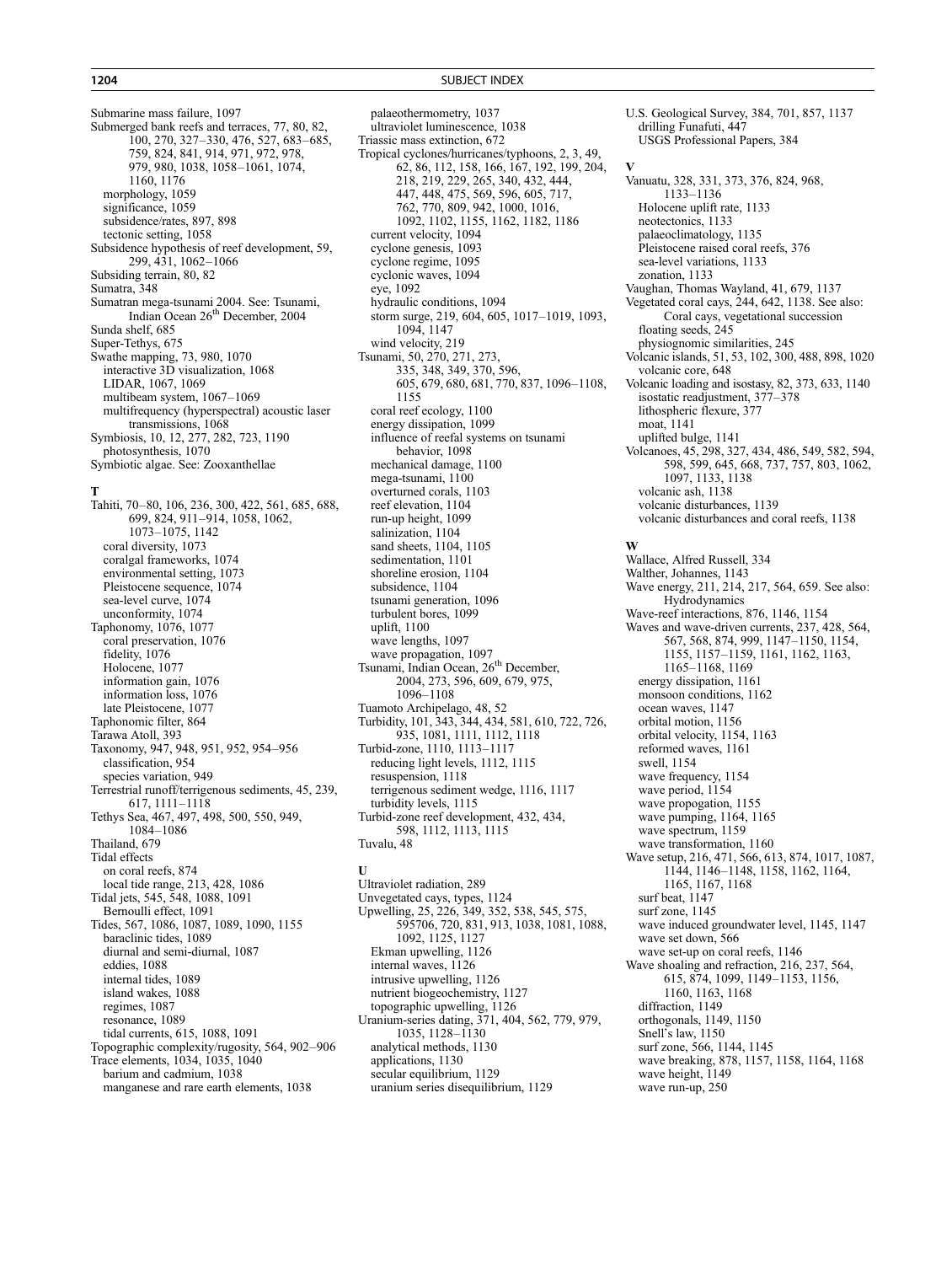Submarine mass failure, 1097
Submerged bank reefs and terraces, 77, 80, 82, 100, 270, 327–330, 476, 527, 683–685, 759, 824, 841, 914, 971, 972, 978, 979, 980, 1038, 1058–1061, 1074, 1160, 1176
  morphology, 1059
  significance, 1059
  subsidence/rates, 897, 898
  tectonic setting, 1058
Subsidence hypothesis of reef development, 59, 299, 431, 1062–1066
Subsiding terrain, 80, 82
Sumatra, 348
Sumatran mega-tsunami 2004. See: Tsunami, Indian Ocean 26[th] December, 2004
Sunda shelf, 685
Super-Tethys, 675
Swathe mapping, 73, 980, 1070
  interactive 3D visualization, 1068
  LIDAR, 1067, 1069
  multibeam system, 1067–1069
  multifrequency (hyperspectral) acoustic laser transmissions, 1068
Symbiosis, 10, 12, 277, 282, 723, 1190
  photosynthesis, 1070
Symbiotic algae. See: Zooxanthellae

**T**

Tahiti, 70–80, 106, 236, 300, 422, 561, 685, 688, 699, 824, 911–914, 1058, 1062, 1073–1075, 1142
  coral diversity, 1073
  coralgal frameworks, 1074
  environmental setting, 1073
  Pleistocene sequence, 1074
  sea-level curve, 1074
  unconformity, 1074
Taphonomy, 1076, 1077
  coral preservation, 1076
  fidelity, 1076
  Holocene, 1077
  information gain, 1076
  information loss, 1076
  late Pleistocene, 1077
Taphonomic filter, 864
Tarawa Atoll, 393
Taxonomy, 947, 948, 951, 952, 954–956
  classification, 954
  species variation, 949
Terrestrial runoff/terrigenous sediments, 45, 239, 617, 1111–1118
Tethys Sea, 467, 497, 498, 500, 550, 949, 1084–1086
Thailand, 679
Tidal effects
  on coral reefs, 874
  local tide range, 213, 428, 1086
Tidal jets, 545, 548, 1088, 1091
  Bernoulli effect, 1091
Tides, 567, 1086, 1087, 1089, 1090, 1155
  baraclinic tides, 1089
  diurnal and semi-diurnal, 1087
  eddies, 1088
  internal tides, 1089
  island wakes, 1088
  regimes, 1087
  resonance, 1089
  tidal currents, 615, 1088, 1091
Topographic complexity/rugosity, 564, 902–906
Trace elements, 1034, 1035, 1040
  barium and cadmium, 1038
  manganese and rare earth elements, 1038
  palaeothermometry, 1037
  ultraviolet luminescence, 1038
Triassic mass extinction, 672
Tropical cyclones/hurricanes/typhoons, 2, 3, 49, 62, 86, 112, 158, 166, 167, 192, 199, 204, 218, 219, 229, 265, 340, 432, 444, 447, 448, 475, 569, 596, 605, 717, 762, 770, 809, 942, 1000, 1016, 1092, 1102, 1155, 1162, 1182, 1186
  current velocity, 1094
  cyclone genesis, 1093
  cyclone regime, 1095
  cyclonic waves, 1094
  eye, 1092
  hydraulic conditions, 1094
  storm surge, 219, 604, 605, 1017–1019, 1093, 1094, 1147
  wind velocity, 219
Tsunami, 50, 270, 271, 273, 335, 348, 349, 370, 596, 605, 679, 680, 681, 770, 837, 1096–1108, 1155
  coral reef ecology, 1100
  energy dissipation, 1099
  influence of reefal systems on tsunami behavior, 1098
  mechanical damage, 1100
  mega-tsunami, 1100
  overturned corals, 1103
  reef elevation, 1104
  run-up height, 1099
  salinization, 1104
  sand sheets, 1104, 1105
  sedimentation, 1101
  shoreline erosion, 1104
  subsidence, 1104
  tsunami generation, 1096
  turbulent bores, 1099
  uplift, 1100
  wave lengths, 1097
  wave propagation, 1097
Tsunami, Indian Ocean, 26[th] December, 2004, 273, 596, 609, 679, 975, 1096–1108
Tuamoto Archipelago, 48, 52
Turbidity, 101, 343, 344, 434, 581, 610, 722, 726, 935, 1081, 1111, 1112, 1118
Turbid-zone, 1110, 1113–1117
  reducing light levels, 1112, 1115
  resuspension, 1118
  terrigenous sediment wedge, 1116, 1117
  turbidity levels, 1115
Turbid-zone reef development, 432, 434, 598, 1112, 1113, 1115
Tuvalu, 48

**U**

Ultraviolet radiation, 289
Unvegetated cays, types, 1124
Upwelling, 25, 226, 349, 352, 538, 545, 575, 595706, 720, 831, 913, 1038, 1081, 1088, 1092, 1125, 1127
  Ekman upwelling, 1126
  internal waves, 1126
  intrusive upwelling, 1126
  nutrient biogeochemistry, 1127
  topographic upwelling, 1126
Uranium-series dating, 371, 404, 562, 779, 979, 1035, 1128–1130
  analytical methods, 1130
  applications, 1130
  secular equilibrium, 1129
  uranium series disequilibrium, 1129
U.S. Geological Survey, 384, 701, 857, 1137
  drilling Funafuti, 447
  USGS Professional Papers, 384

**V**

Vanuatu, 328, 331, 373, 376, 824, 968, 1133–1136
  Holocene uplift rate, 1133
  neotectonics, 1133
  palaeoclimatology, 1135
  Pleistocene raised coral reefs, 376
  sea-level variations, 1133
  zonation, 1133
Vaughan, Thomas Wayland, 41, 679, 1137
Vegetated coral cays, 244, 642, 1138. See also: Coral cays, vegetational succession
  floating seeds, 245
  physiognomic similarities, 245
Volcanic islands, 51, 53, 102, 300, 488, 898, 1020
  volcanic core, 648
Volcanic loading and isostasy, 82, 373, 633, 1140
  isostatic readjustment, 377–378
  lithospheric flexure, 377
  moat, 1141
  uplifted bulge, 1141
Volcanoes, 45, 298, 327, 434, 486, 549, 582, 594, 598, 599, 645, 668, 737, 757, 803, 1062, 1097, 1133, 1138
  volcanic ash, 1138
  volcanic disturbances, 1139
  volcanic disturbances and coral reefs, 1138

**W**

Wallace, Alfred Russell, 334
Walther, Johannes, 1143
Wave energy, 211, 214, 217, 564, 659. See also: Hydrodynamics
Wave-reef interactions, 876, 1146, 1154
Waves and wave-driven currents, 237, 428, 564, 567, 568, 874, 999, 1147–1150, 1154, 1155, 1157–1159, 1161, 1162, 1163, 1165–1168, 1169
  energy dissipation, 1161
  monsoon conditions, 1162
  ocean waves, 1147
  orbital motion, 1156
  orbital velocity, 1154, 1163
  reformed waves, 1161
  swell, 1154
  wave frequency, 1154
  wave period, 1154
  wave propogation, 1155
  wave pumping, 1164, 1165
  wave spectrum, 1159
  wave transformation, 1160
Wave setup, 216, 471, 566, 613, 874, 1017, 1087, 1144, 1146–1148, 1158, 1162, 1164, 1165, 1167, 1168
  surf beat, 1147
  surf zone, 1145
  wave induced groundwater level, 1145, 1147
  wave set down, 566
  wave set-up on coral reefs, 1146
Wave shoaling and refraction, 216, 237, 564, 615, 874, 1099, 1149–1153, 1156, 1160, 1163, 1168
  diffraction, 1149
  orthogonals, 1149, 1150
  Snell's law, 1150
  surf zone, 566, 1144, 1145
  wave breaking, 878, 1157, 1158, 1164, 1168
  wave height, 1149
  wave run-up, 250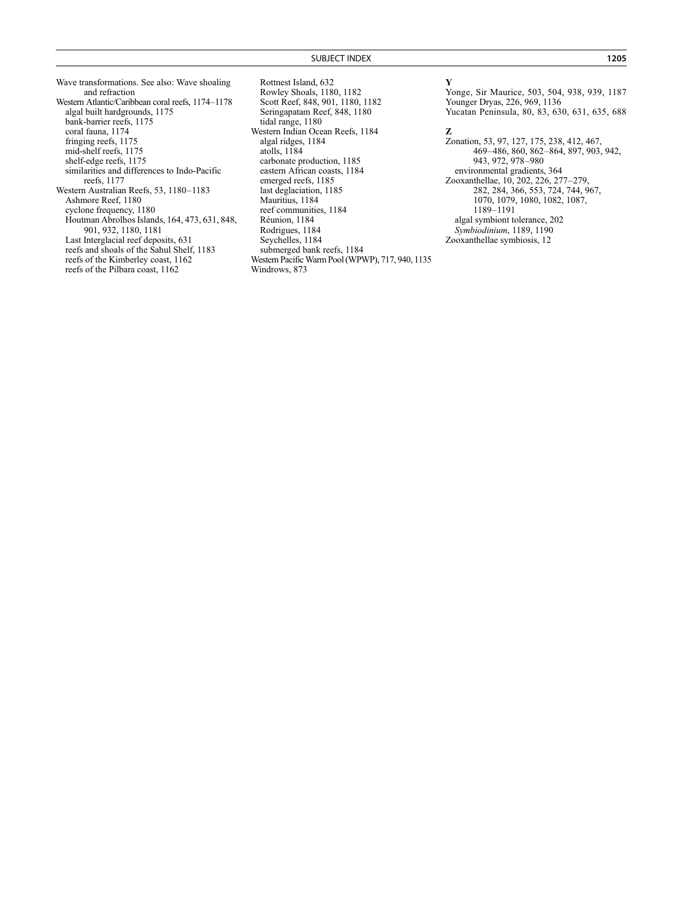Wave transformations. See also: Wave shoaling and refraction

Western Atlantic/Caribbean coral reefs, 1174–1178
- algal built hardgrounds, 1175
- bank-barrier reefs, 1175
- coral fauna, 1174
- fringing reefs, 1175
- mid-shelf reefs, 1175
- shelf-edge reefs, 1175
- similarities and differences to Indo-Pacific reefs, 1177

Western Australian Reefs, 53, 1180–1183
- Ashmore Reef, 1180
- cyclone frequency, 1180
- Houtman Abrolhos Islands, 164, 473, 631, 848, 901, 932, 1180, 1181
- Last Interglacial reef deposits, 631
- reefs and shoals of the Sahul Shelf, 1183
- reefs of the Kimberley coast, 1162
- reefs of the Pilbara coast, 1162
- Rottnest Island, 632
- Rowley Shoals, 1180, 1182
- Scott Reef, 848, 901, 1180, 1182
- Seringapatam Reef, 848, 1180
- tidal range, 1180

Western Indian Ocean Reefs, 1184
- algal ridges, 1184
- atolls, 1184
- carbonate production, 1185
- eastern African coasts, 1184
- emerged reefs, 1185
- last deglaciation, 1185
- Mauritius, 1184
- reef communities, 1184
- Réunion, 1184
- Rodrigues, 1184
- Seychelles, 1184
- submerged bank reefs, 1184

Western Pacific Warm Pool (WPWP), 717, 940, 1135

Windrows, 873

**Y**

Yonge, Sir Maurice, 503, 504, 938, 939, 1187

Younger Dryas, 226, 969, 1136

Yucatan Peninsula, 80, 83, 630, 631, 635, 688

**Z**

Zonation, 53, 97, 127, 175, 238, 412, 467, 469–486, 860, 862–864, 897, 903, 942, 943, 972, 978–980
- environmental gradients, 364

Zooxanthellae, 10, 202, 226, 277–279, 282, 284, 366, 553, 724, 744, 967, 1070, 1079, 1080, 1082, 1087, 1189–1191
- algal symbiont tolerance, 202
- *Symbiodinium*, 1189, 1190

Zooxanthellae symbiosis, 12